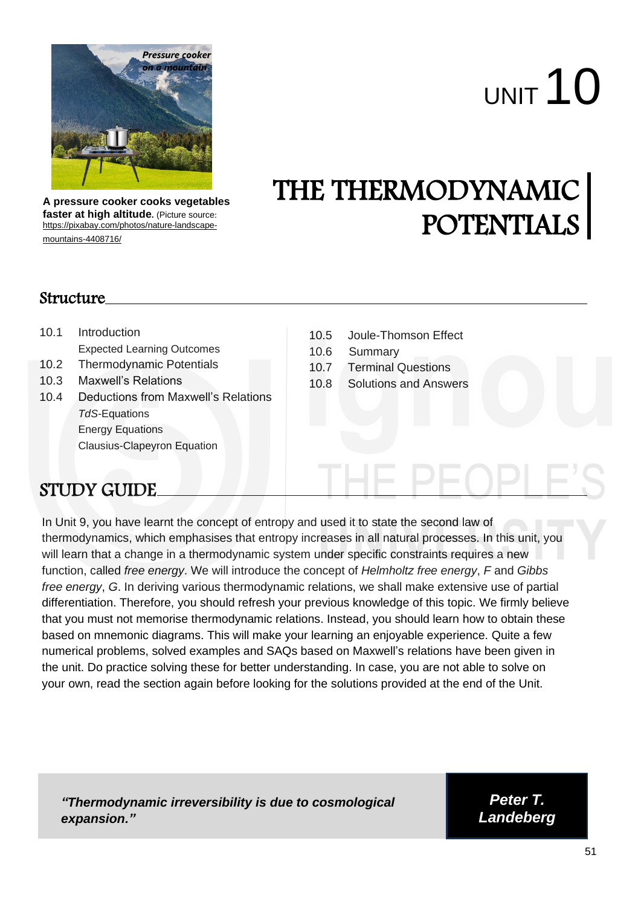A pressure cooker cooks vegetables faster at high altitude. (Picture source: https://pixabay.com/photos/nature-landscape-mountains-4408716/)

# UNIT 10

# THE THERMODYNAMIC POTENTIALS

## Structure

10.1 Introduction
  Expected Learning Outcomes
10.2 Thermodynamic Potentials
10.3 Maxwell's Relations
10.4 Deductions from Maxwell's Relations
  *TdS*-Equations
  Energy Equations
  Clausius-Clapeyron Equation
10.5 Joule-Thomson Effect
10.6 Summary
10.7 Terminal Questions
10.8 Solutions and Answers

## STUDY GUIDE

In Unit 9, you have learnt the concept of entropy and used it to state the second law of thermodynamics, which emphasises that entropy increases in all natural processes. In this unit, you will learn that a change in a thermodynamic system under specific constraints requires a new function, called *free energy*. We will introduce the concept of *Helmholtz free energy*, *F* and *Gibbs free energy*, *G*. In deriving various thermodynamic relations, we shall make extensive use of partial differentiation. Therefore, you should refresh your previous knowledge of this topic. We firmly believe that you must not memorise thermodynamic relations. Instead, you should learn how to obtain these based on mnemonic diagrams. This will make your learning an enjoyable experience. Quite a few numerical problems, solved examples and SAQs based on Maxwell's relations have been given in the unit. Do practice solving these for better understanding. In case, you are not able to solve on your own, read the section again before looking for the solutions provided at the end of the Unit.

***"Thermodynamic irreversibility is due to cosmological expansion."***

***Peter T. Landeberg***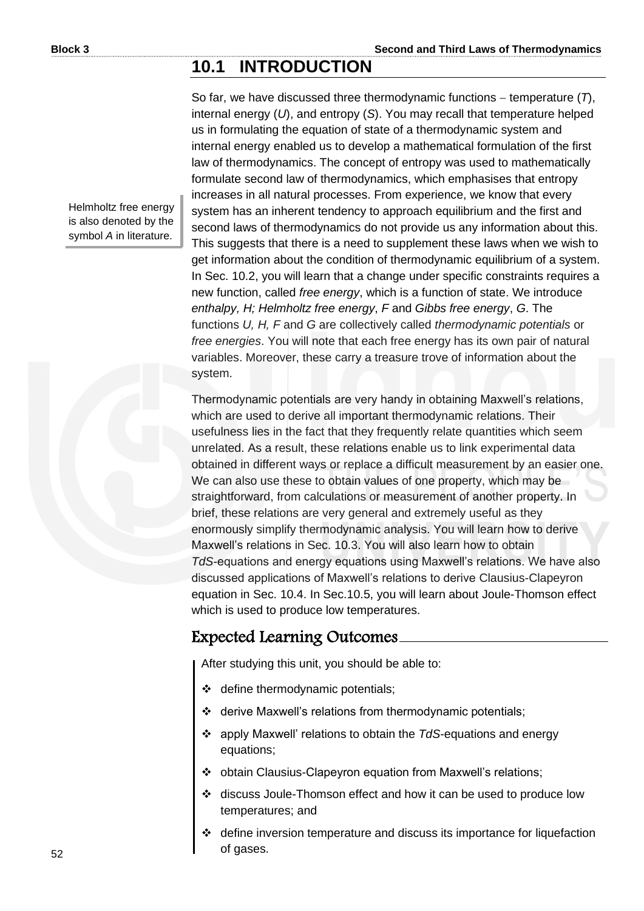## 10.1 INTRODUCTION

So far, we have discussed three thermodynamic functions – temperature ($T$), internal energy ($U$), and entropy ($S$). You may recall that temperature helped us in formulating the equation of state of a thermodynamic system and internal energy enabled us to develop a mathematical formulation of the first law of thermodynamics. The concept of entropy was used to mathematically formulate second law of thermodynamics, which emphasises that entropy increases in all natural processes. From experience, we know that every system has an inherent tendency to approach equilibrium and the first and second laws of thermodynamics do not provide us any information about this. This suggests that there is a need to supplement these laws when we wish to get information about the condition of thermodynamic equilibrium of a system. In Sec. 10.2, you will learn that a change under specific constraints requires a new function, called *free energy*, which is a function of state. We introduce *enthalpy, H; Helmholtz free energy*, *F* and *Gibbs free energy*, *G*. The functions *U, H, F* and *G* are collectively called *thermodynamic potentials* or *free energies*. You will note that each free energy has its own pair of natural variables. Moreover, these carry a treasure trove of information about the system.

Helmholtz free energy is also denoted by the symbol *A* in literature.

Thermodynamic potentials are very handy in obtaining Maxwell's relations, which are used to derive all important thermodynamic relations. Their usefulness lies in the fact that they frequently relate quantities which seem unrelated. As a result, these relations enable us to link experimental data obtained in different ways or replace a difficult measurement by an easier one. We can also use these to obtain values of one property, which may be straightforward, from calculations or measurement of another property. In brief, these relations are very general and extremely useful as they enormously simplify thermodynamic analysis. You will learn how to derive Maxwell's relations in Sec. 10.3. You will also learn how to obtain *TdS*-equations and energy equations using Maxwell's relations. We have also discussed applications of Maxwell's relations to derive Clausius-Clapeyron equation in Sec. 10.4. In Sec.10.5, you will learn about Joule-Thomson effect which is used to produce low temperatures.

### Expected Learning Outcomes

After studying this unit, you should be able to:

- define thermodynamic potentials;
- derive Maxwell's relations from thermodynamic potentials;
- apply Maxwell' relations to obtain the *TdS*-equations and energy equations;
- obtain Clausius-Clapeyron equation from Maxwell's relations;
- discuss Joule-Thomson effect and how it can be used to produce low temperatures; and
- define inversion temperature and discuss its importance for liquefaction of gases.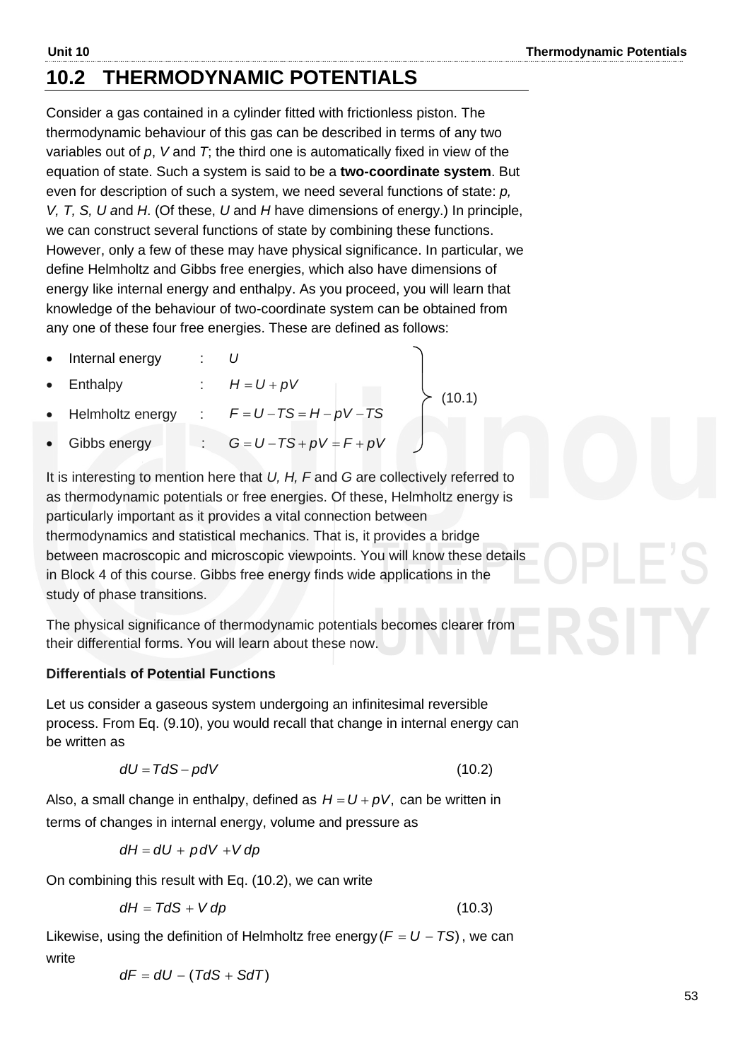## 10.2 THERMODYNAMIC POTENTIALS

Consider a gas contained in a cylinder fitted with frictionless piston. The thermodynamic behaviour of this gas can be described in terms of any two variables out of $p$, $V$ and $T$; the third one is automatically fixed in view of the equation of state. Such a system is said to be a **two-coordinate system**. But even for description of such a system, we need several functions of state: $p$, $V$, $T$, $S$, $U$ and $H$. (Of these, $U$ and $H$ have dimensions of energy.) In principle, we can construct several functions of state by combining these functions. However, only a few of these may have physical significance. In particular, we define Helmholtz and Gibbs free energies, which also have dimensions of energy like internal energy and enthalpy. As you proceed, you will learn that knowledge of the behaviour of two-coordinate system can be obtained from any one of these four free energies. These are defined as follows:

$$
\left.
\begin{array}{lll}
\bullet\ \text{Internal energy} & : & U \\
\bullet\ \text{Enthalpy} & : & H = U + pV \\
\bullet\ \text{Helmholtz energy} & : & F = U - TS = H - pV - TS \\
\bullet\ \text{Gibbs energy} & : & G = U - TS + pV = F + pV
\end{array}
\right\} \quad (10.1)
$$

It is interesting to mention here that $U$, $H$, $F$ and $G$ are collectively referred to as thermodynamic potentials or free energies. Of these, Helmholtz energy is particularly important as it provides a vital connection between thermodynamics and statistical mechanics. That is, it provides a bridge between macroscopic and microscopic viewpoints. You will know these details in Block 4 of this course. Gibbs free energy finds wide applications in the study of phase transitions.

The physical significance of thermodynamic potentials becomes clearer from their differential forms. You will learn about these now.

**Differentials of Potential Functions**

Let us consider a gaseous system undergoing an infinitesimal reversible process. From Eq. (9.10), you would recall that change in internal energy can be written as

$$dU = TdS - pdV \qquad (10.2)$$

Also, a small change in enthalpy, defined as $H = U + pV$, can be written in terms of changes in internal energy, volume and pressure as

$$dH = dU + p\,dV + V\,dp$$

On combining this result with Eq. (10.2), we can write

$$dH = TdS + V\,dp \qquad (10.3)$$

Likewise, using the definition of Helmholtz free energy $(F = U - TS)$, we can write

$$dF = dU - (TdS + SdT)$$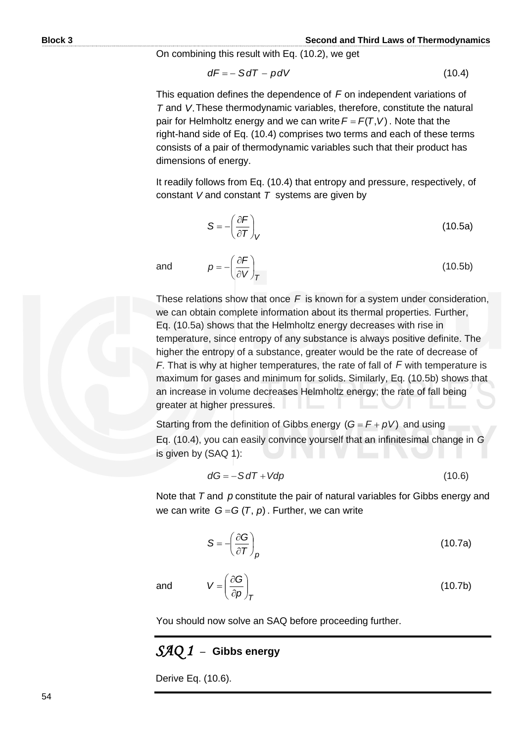On combining this result with Eq. (10.2), we get

$$dF = -S\,dT - p\,dV \tag{10.4}$$

This equation defines the dependence of $F$ on independent variations of $T$ and $V$. These thermodynamic variables, therefore, constitute the natural pair for Helmholtz energy and we can write $F = F(T, V)$. Note that the right-hand side of Eq. (10.4) comprises two terms and each of these terms consists of a pair of thermodynamic variables such that their product has dimensions of energy.

It readily follows from Eq. (10.4) that entropy and pressure, respectively, of constant $V$ and constant $T$ systems are given by

$$S = -\left(\frac{\partial F}{\partial T}\right)_V \tag{10.5a}$$

and

$$p = -\left(\frac{\partial F}{\partial V}\right)_T \tag{10.5b}$$

These relations show that once $F$ is known for a system under consideration, we can obtain complete information about its thermal properties. Further, Eq. (10.5a) shows that the Helmholtz energy decreases with rise in temperature, since entropy of any substance is always positive definite. The higher the entropy of a substance, greater would be the rate of decrease of $F$. That is why at higher temperatures, the rate of fall of $F$ with temperature is maximum for gases and minimum for solids. Similarly, Eq. (10.5b) shows that an increase in volume decreases Helmholtz energy; the rate of fall being greater at higher pressures.

Starting from the definition of Gibbs energy $(G = F + pV)$ and using Eq. (10.4), you can easily convince yourself that an infinitesimal change in $G$ is given by (SAQ 1):

$$dG = -S\,dT + V\,dp \tag{10.6}$$

Note that $T$ and $p$ constitute the pair of natural variables for Gibbs energy and we can write $G = G(T, p)$. Further, we can write

$$S = -\left(\frac{\partial G}{\partial T}\right)_p \tag{10.7a}$$

and

$$V = \left(\frac{\partial G}{\partial p}\right)_T \tag{10.7b}$$

You should now solve an SAQ before proceeding further.

## *SAQ 1* – Gibbs energy

Derive Eq. (10.6).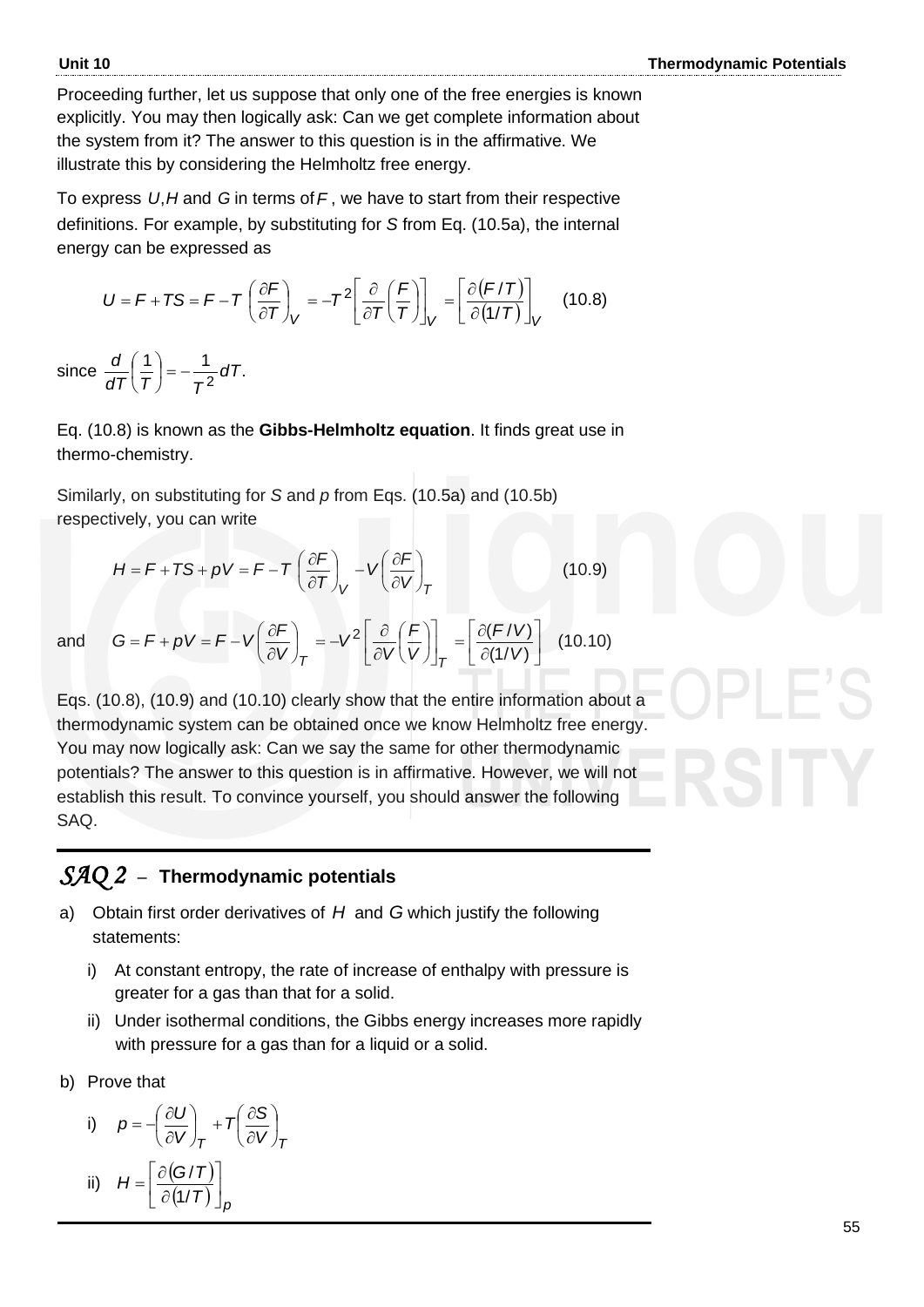Proceeding further, let us suppose that only one of the free energies is known explicitly. You may then logically ask: Can we get complete information about the system from it? The answer to this question is in the affirmative. We illustrate this by considering the Helmholtz free energy.

To express $U, H$ and $G$ in terms of $F$, we have to start from their respective definitions. For example, by substituting for $S$ from Eq. (10.5a), the internal energy can be expressed as

$$U = F + TS = F - T\left(\frac{\partial F}{\partial T}\right)_V = -T^2\left[\frac{\partial}{\partial T}\left(\frac{F}{T}\right)\right]_V = \left[\frac{\partial (F/T)}{\partial (1/T)}\right]_V \quad (10.8)$$

since $\frac{d}{dT}\left(\frac{1}{T}\right) = -\frac{1}{T^2}dT$.

Eq. (10.8) is known as the **Gibbs-Helmholtz equation**. It finds great use in thermo-chemistry.

Similarly, on substituting for $S$ and $p$ from Eqs. (10.5a) and (10.5b) respectively, you can write

$$H = F + TS + pV = F - T\left(\frac{\partial F}{\partial T}\right)_V - V\left(\frac{\partial F}{\partial V}\right)_T \quad (10.9)$$

and

$$G = F + pV = F - V\left(\frac{\partial F}{\partial V}\right)_T = -V^2\left[\frac{\partial}{\partial V}\left(\frac{F}{V}\right)\right]_T = \left[\frac{\partial (F/V)}{\partial (1/V)}\right] \quad (10.10)$$

Eqs. (10.8), (10.9) and (10.10) clearly show that the entire information about a thermodynamic system can be obtained once we know Helmholtz free energy. You may now logically ask: Can we say the same for other thermodynamic potentials? The answer to this question is in affirmative. However, we will not establish this result. To convince yourself, you should answer the following SAQ.

---

### *SAQ 2* – **Thermodynamic potentials**

a) Obtain first order derivatives of $H$ and $G$ which justify the following statements:

   i) At constant entropy, the rate of increase of enthalpy with pressure is greater for a gas than that for a solid.

   ii) Under isothermal conditions, the Gibbs energy increases more rapidly with pressure for a gas than for a liquid or a solid.

b) Prove that

   i) $p = -\left(\frac{\partial U}{\partial V}\right)_T + T\left(\frac{\partial S}{\partial V}\right)_T$

   ii) $H = \left[\frac{\partial (G/T)}{\partial (1/T)}\right]_p$

---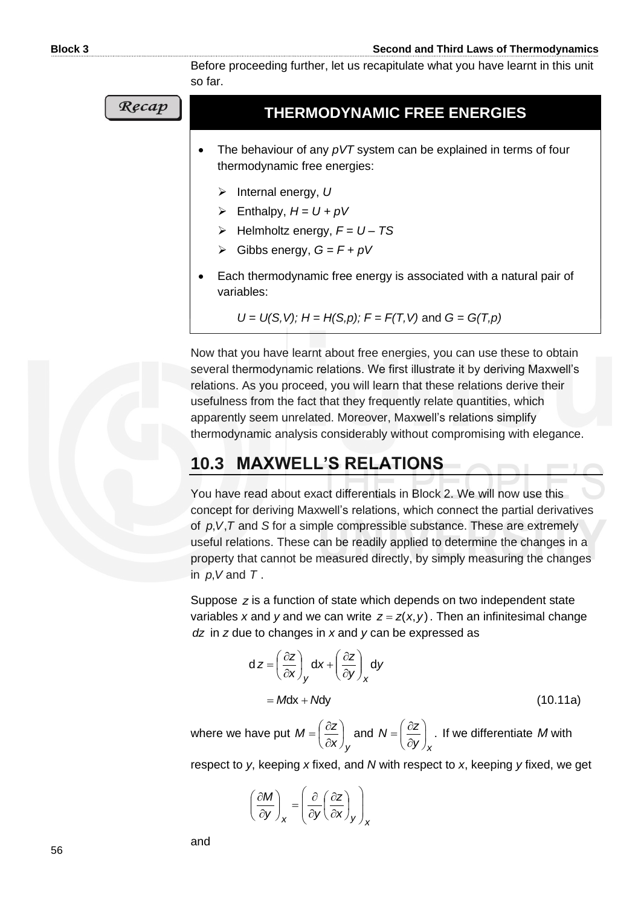Before proceeding further, let us recapitulate what you have learnt in this unit so far.

*Recap*

### THERMODYNAMIC FREE ENERGIES

- The behaviour of any *pVT* system can be explained in terms of four thermodynamic free energies:
  - Internal energy, $U$
  - Enthalpy, $H = U + pV$
  - Helmholtz energy, $F = U - TS$
  - Gibbs energy, $G = F + pV$
- Each thermodynamic free energy is associated with a natural pair of variables:

  $U = U(S,V)$; $H = H(S,p)$; $F = F(T,V)$ and $G = G(T,p)$

Now that you have learnt about free energies, you can use these to obtain several thermodynamic relations. We first illustrate it by deriving Maxwell's relations. As you proceed, you will learn that these relations derive their usefulness from the fact that they frequently relate quantities, which apparently seem unrelated. Moreover, Maxwell's relations simplify thermodynamic analysis considerably without compromising with elegance.

## 10.3 MAXWELL'S RELATIONS

You have read about exact differentials in Block 2. We will now use this concept for deriving Maxwell's relations, which connect the partial derivatives of $p, V, T$ and $S$ for a simple compressible substance. These are extremely useful relations. These can be readily applied to determine the changes in a property that cannot be measured directly, by simply measuring the changes in $p, V$ and $T$.

Suppose $z$ is a function of state which depends on two independent state variables $x$ and $y$ and we can write $z = z(x, y)$. Then an infinitesimal change $dz$ in $z$ due to changes in $x$ and $y$ can be expressed as

$$
\begin{aligned}
\mathrm{d}z &= \left(\frac{\partial z}{\partial x}\right)_y \mathrm{d}x + \left(\frac{\partial z}{\partial y}\right)_x \mathrm{d}y \\
&= M\mathrm{d}x + N\mathrm{d}y
\end{aligned}
\tag{10.11a}
$$

where we have put $M = \left(\frac{\partial z}{\partial x}\right)_y$ and $N = \left(\frac{\partial z}{\partial y}\right)_x$. If we differentiate $M$ with respect to $y$, keeping $x$ fixed, and $N$ with respect to $x$, keeping $y$ fixed, we get

$$
\left(\frac{\partial M}{\partial y}\right)_x = \left(\frac{\partial}{\partial y}\left(\frac{\partial z}{\partial x}\right)_y\right)_x
$$

and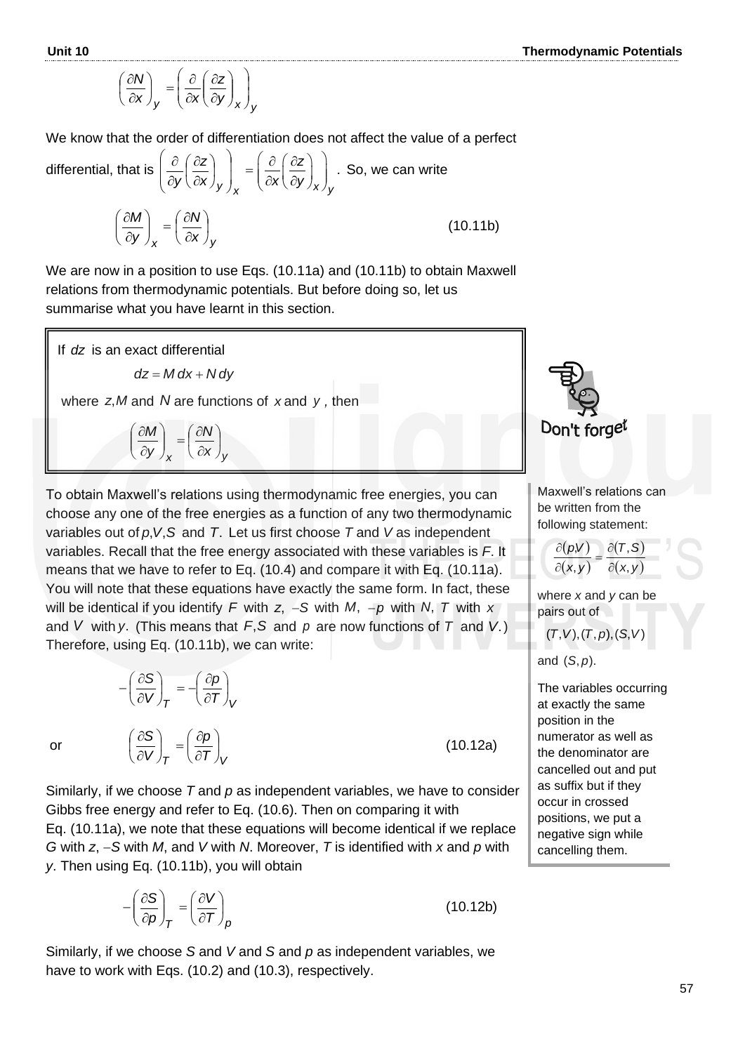$$\left(\frac{\partial N}{\partial x}\right)_y = \left(\frac{\partial}{\partial x}\left(\frac{\partial z}{\partial y}\right)_x\right)_y$$

We know that the order of differentiation does not affect the value of a perfect differential, that is $\left(\frac{\partial}{\partial y}\left(\frac{\partial z}{\partial x}\right)_y\right)_x = \left(\frac{\partial}{\partial x}\left(\frac{\partial z}{\partial y}\right)_x\right)_y$. So, we can write

$$\left(\frac{\partial M}{\partial y}\right)_x = \left(\frac{\partial N}{\partial x}\right)_y \tag{10.11b}$$

We are now in a position to use Eqs. (10.11a) and (10.11b) to obtain Maxwell relations from thermodynamic potentials. But before doing so, let us summarise what you have learnt in this section.

> If $dz$ is an exact differential
>
> $$dz = M\,dx + N\,dy$$
>
> where $z, M$ and $N$ are functions of $x$ and $y$, then
>
> $$\left(\frac{\partial M}{\partial y}\right)_x = \left(\frac{\partial N}{\partial x}\right)_y$$

**Don't forget**

Maxwell's relations can be written from the following statement:

$$\frac{\partial(pV)}{\partial(x,y)} = \frac{\partial(T,S)}{\partial(x,y)}$$

where $x$ and $y$ can be pairs out of

$(T,V), (T,p), (S,V)$

and $(S,p)$.

The variables occurring at exactly the same position in the numerator as well as the denominator are cancelled out and put as suffix but if they occur in crossed positions, we put a negative sign while cancelling them.

To obtain Maxwell's relations using thermodynamic free energies, you can choose any one of the free energies as a function of any two thermodynamic variables out of $p, V, S$ and $T$. Let us first choose $T$ and $V$ as independent variables. Recall that the free energy associated with these variables is $F$. It means that we have to refer to Eq. (10.4) and compare it with Eq. (10.11a). You will note that these equations have exactly the same form. In fact, these will be identical if you identify $F$ with $z$, $-S$ with $M$, $-p$ with $N$, $T$ with $x$ and $V$ with $y$. (This means that $F, S$ and $p$ are now functions of $T$ and $V$.) Therefore, using Eq. (10.11b), we can write:

$$-\left(\frac{\partial S}{\partial V}\right)_T = -\left(\frac{\partial p}{\partial T}\right)_V$$

or

$$\left(\frac{\partial S}{\partial V}\right)_T = \left(\frac{\partial p}{\partial T}\right)_V \tag{10.12a}$$

Similarly, if we choose $T$ and $p$ as independent variables, we have to consider Gibbs free energy and refer to Eq. (10.6). Then on comparing it with Eq. (10.11a), we note that these equations will become identical if we replace $G$ with $z$, $-S$ with $M$, and $V$ with $N$. Moreover, $T$ is identified with $x$ and $p$ with $y$. Then using Eq. (10.11b), you will obtain

$$-\left(\frac{\partial S}{\partial p}\right)_T = \left(\frac{\partial V}{\partial T}\right)_p \tag{10.12b}$$

Similarly, if we choose $S$ and $V$ and $S$ and $p$ as independent variables, we have to work with Eqs. (10.2) and (10.3), respectively.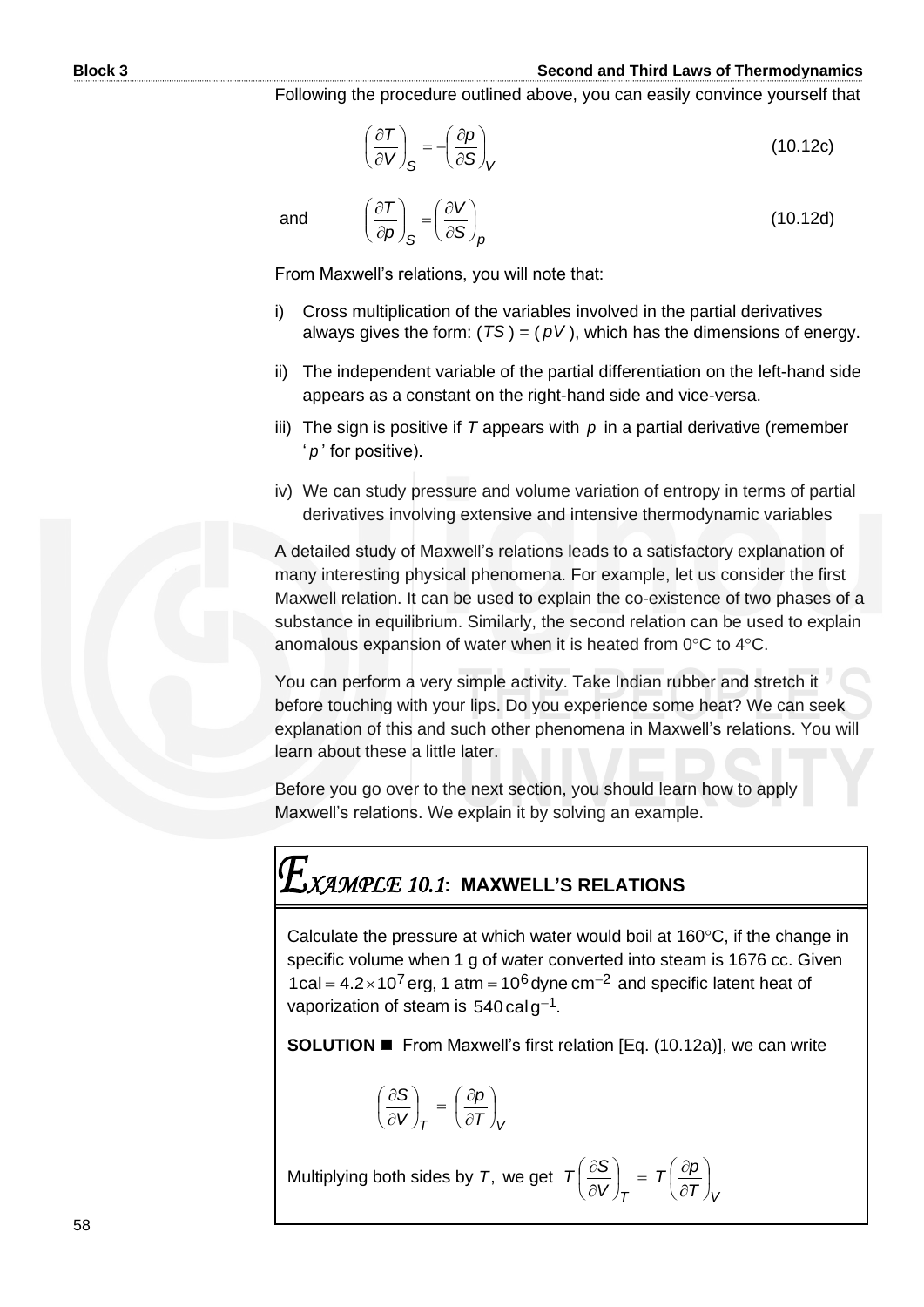Following the procedure outlined above, you can easily convince yourself that

$$\left(\frac{\partial T}{\partial V}\right)_S = -\left(\frac{\partial p}{\partial S}\right)_V \tag{10.12c}$$

and

$$\left(\frac{\partial T}{\partial p}\right)_S = \left(\frac{\partial V}{\partial S}\right)_p \tag{10.12d}$$

From Maxwell's relations, you will note that:

i) Cross multiplication of the variables involved in the partial derivatives always gives the form: ($TS$) = ($pV$), which has the dimensions of energy.

ii) The independent variable of the partial differentiation on the left-hand side appears as a constant on the right-hand side and vice-versa.

iii) The sign is positive if $T$ appears with $p$ in a partial derivative (remember '$p$' for positive).

iv) We can study pressure and volume variation of entropy in terms of partial derivatives involving extensive and intensive thermodynamic variables

A detailed study of Maxwell's relations leads to a satisfactory explanation of many interesting physical phenomena. For example, let us consider the first Maxwell relation. It can be used to explain the co-existence of two phases of a substance in equilibrium. Similarly, the second relation can be used to explain anomalous expansion of water when it is heated from 0°C to 4°C.

You can perform a very simple activity. Take Indian rubber and stretch it before touching with your lips. Do you experience some heat? We can seek explanation of this and such other phenomena in Maxwell's relations. You will learn about these a little later.

Before you go over to the next section, you should learn how to apply Maxwell's relations. We explain it by solving an example.

## EXAMPLE 10.1: MAXWELL'S RELATIONS

Calculate the pressure at which water would boil at 160°C, if the change in specific volume when 1 g of water converted into steam is 1676 cc. Given $1\,\text{cal} = 4.2 \times 10^7\,\text{erg}$, $1\,\text{atm} = 10^6\,\text{dyne cm}^{-2}$ and specific latent heat of vaporization of steam is $540\,\text{cal g}^{-1}$.

**SOLUTION ■** From Maxwell's first relation [Eq. (10.12a)], we can write

$$\left(\frac{\partial S}{\partial V}\right)_T = \left(\frac{\partial p}{\partial T}\right)_V$$

Multiplying both sides by $T$, we get $T\left(\frac{\partial S}{\partial V}\right)_T = T\left(\frac{\partial p}{\partial T}\right)_V$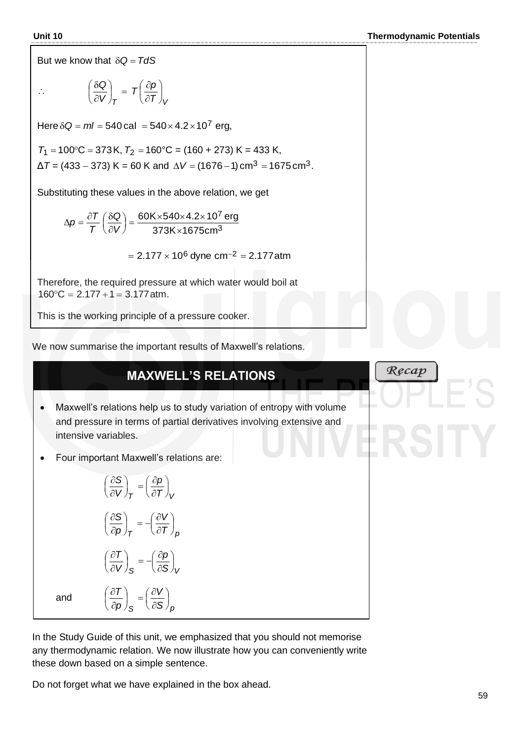But we know that $\delta Q = TdS$

$$\therefore \qquad \left(\frac{\delta Q}{\partial V}\right)_T = T\left(\frac{\partial p}{\partial T}\right)_V$$

Here $\delta Q = ml = 540\,\text{cal} = 540 \times 4.2 \times 10^7$ erg,

$T_1 = 100°\text{C} = 373\,\text{K}$, $T_2 = 160°\text{C} = (160 + 273)\,\text{K} = 433\,\text{K}$,
$\Delta T = (433 - 373)\,\text{K} = 60\,\text{K}$ and $\Delta V = (1676 - 1)\,\text{cm}^3 = 1675\,\text{cm}^3$.

Substituting these values in the above relation, we get

$$\Delta p = \frac{\partial T}{T}\left(\frac{\delta Q}{\partial V}\right) = \frac{60\text{K} \times 540 \times 4.2 \times 10^7\,\text{erg}}{373\text{K} \times 1675\text{cm}^3}$$

$$= 2.177 \times 10^6\,\text{dyne cm}^{-2} = 2.177\,\text{atm}$$

Therefore, the required pressure at which water would boil at $160°\text{C} = 2.177 + 1 = 3.177\,\text{atm}$.

This is the working principle of a pressure cooker.

We now summarise the important results of Maxwell's relations.

## MAXWELL'S RELATIONS

*Recap*

- Maxwell's relations help us to study variation of entropy with volume and pressure in terms of partial derivatives involving extensive and intensive variables.
- Four important Maxwell's relations are:

$$\left(\frac{\partial S}{\partial V}\right)_T = \left(\frac{\partial p}{\partial T}\right)_V$$

$$\left(\frac{\partial S}{\partial p}\right)_T = -\left(\frac{\partial V}{\partial T}\right)_p$$

$$\left(\frac{\partial T}{\partial V}\right)_S = -\left(\frac{\partial p}{\partial S}\right)_V$$

and

$$\left(\frac{\partial T}{\partial p}\right)_S = \left(\frac{\partial V}{\partial S}\right)_p$$

In the Study Guide of this unit, we emphasized that you should not memorise any thermodynamic relation. We now illustrate how you can conveniently write these down based on a simple sentence.

Do not forget what we have explained in the box ahead.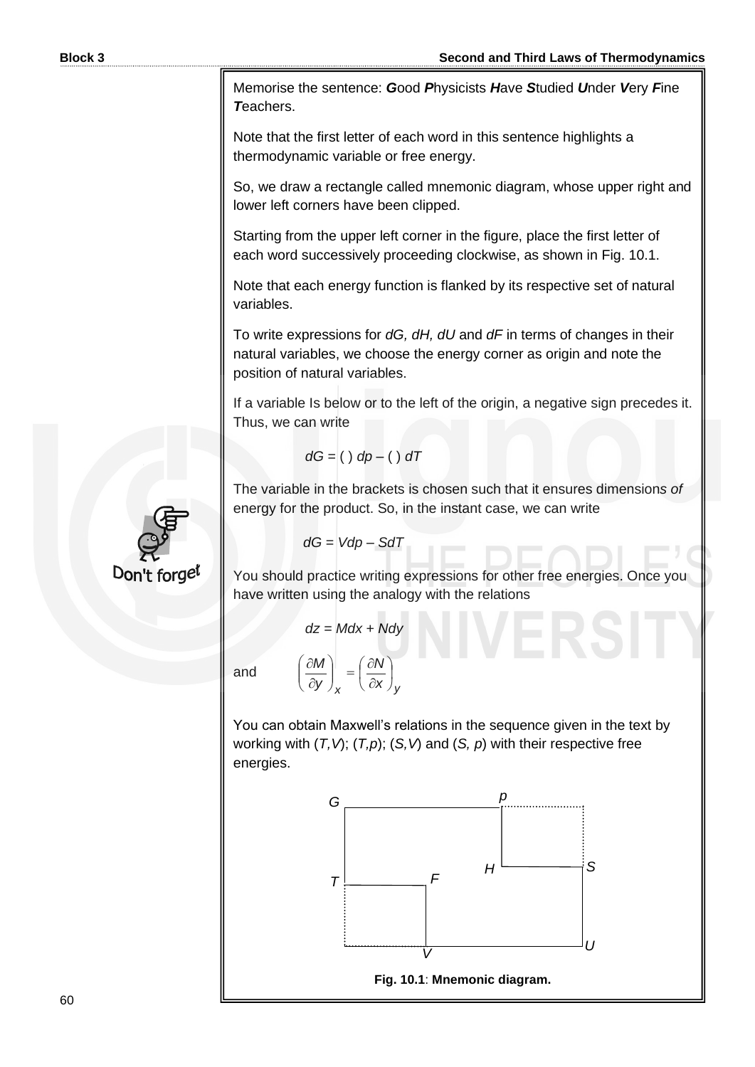Memorise the sentence: ***G**ood **P**hysicists **H**ave **S**tudied **U**nder **V**ery **F**ine **T**eachers.*

Note that the first letter of each word in this sentence highlights a thermodynamic variable or free energy.

So, we draw a rectangle called mnemonic diagram, whose upper right and lower left corners have been clipped.

Starting from the upper left corner in the figure, place the first letter of each word successively proceeding clockwise, as shown in Fig. 10.1.

Note that each energy function is flanked by its respective set of natural variables.

To write expressions for $dG$, $dH$, $dU$ and $dF$ in terms of changes in their natural variables, we choose the energy corner as origin and note the position of natural variables.

If a variable Is below or to the left of the origin, a negative sign precedes it. Thus, we can write

$$dG = (\ )\, dp - (\ )\, dT$$

The variable in the brackets is chosen such that it ensures dimensions *of* energy for the product. So, in the instant case, we can write

$$dG = Vdp - SdT$$

Don't forget

You should practice writing expressions for other free energies. Once you have written using the analogy with the relations

$$dz = Mdx + Ndy$$

and

$$\left(\frac{\partial M}{\partial y}\right)_x = \left(\frac{\partial N}{\partial x}\right)_y$$

You can obtain Maxwell's relations in the sequence given in the text by working with ($T,V$); ($T,p$); ($S,V$) and ($S, p$) with their respective free energies.

**Fig. 10.1**: **Mnemonic diagram.**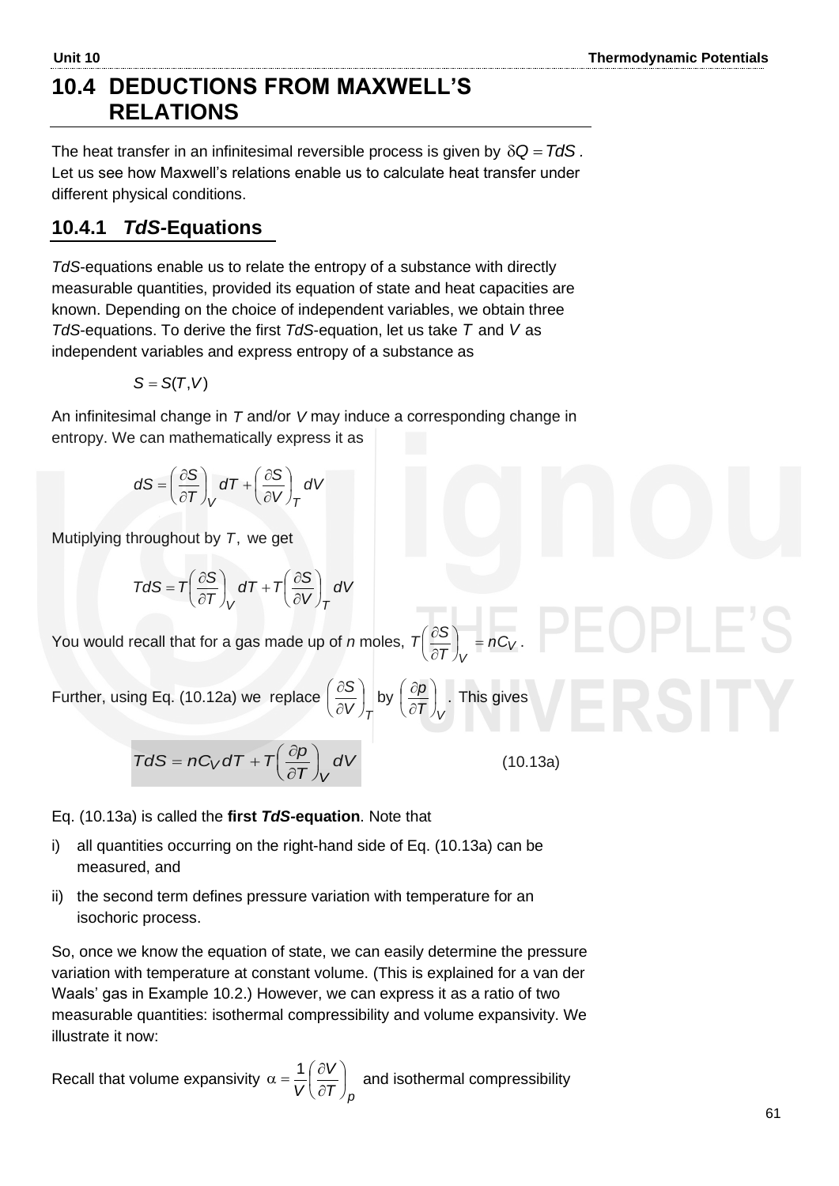## 10.4 DEDUCTIONS FROM MAXWELL'S RELATIONS

The heat transfer in an infinitesimal reversible process is given by $\delta Q = TdS$. Let us see how Maxwell's relations enable us to calculate heat transfer under different physical conditions.

### 10.4.1 *TdS*-Equations

*TdS*-equations enable us to relate the entropy of a substance with directly measurable quantities, provided its equation of state and heat capacities are known. Depending on the choice of independent variables, we obtain three *TdS*-equations. To derive the first *TdS*-equation, let us take $T$ and $V$ as independent variables and express entropy of a substance as

$$S = S(T, V)$$

An infinitesimal change in $T$ and/or $V$ may induce a corresponding change in entropy. We can mathematically express it as

$$dS = \left(\frac{\partial S}{\partial T}\right)_V dT + \left(\frac{\partial S}{\partial V}\right)_T dV$$

Mutiplying throughout by $T$, we get

$$TdS = T\left(\frac{\partial S}{\partial T}\right)_V dT + T\left(\frac{\partial S}{\partial V}\right)_T dV$$

You would recall that for a gas made up of *n* moles, $T\left(\frac{\partial S}{\partial T}\right)_V = nC_V$.

Further, using Eq. (10.12a) we replace $\left(\frac{\partial S}{\partial V}\right)_T$ by $\left(\frac{\partial p}{\partial T}\right)_V$. This gives

$$TdS = nC_V dT + T\left(\frac{\partial p}{\partial T}\right)_V dV \qquad (10.13a)$$

Eq. (10.13a) is called the **first *TdS*-equation**. Note that

i) all quantities occurring on the right-hand side of Eq. (10.13a) can be measured, and

ii) the second term defines pressure variation with temperature for an isochoric process.

So, once we know the equation of state, we can easily determine the pressure variation with temperature at constant volume. (This is explained for a van der Waals' gas in Example 10.2.) However, we can express it as a ratio of two measurable quantities: isothermal compressibility and volume expansivity. We illustrate it now:

Recall that volume expansivity $\alpha = \frac{1}{V}\left(\frac{\partial V}{\partial T}\right)_p$ and isothermal compressibility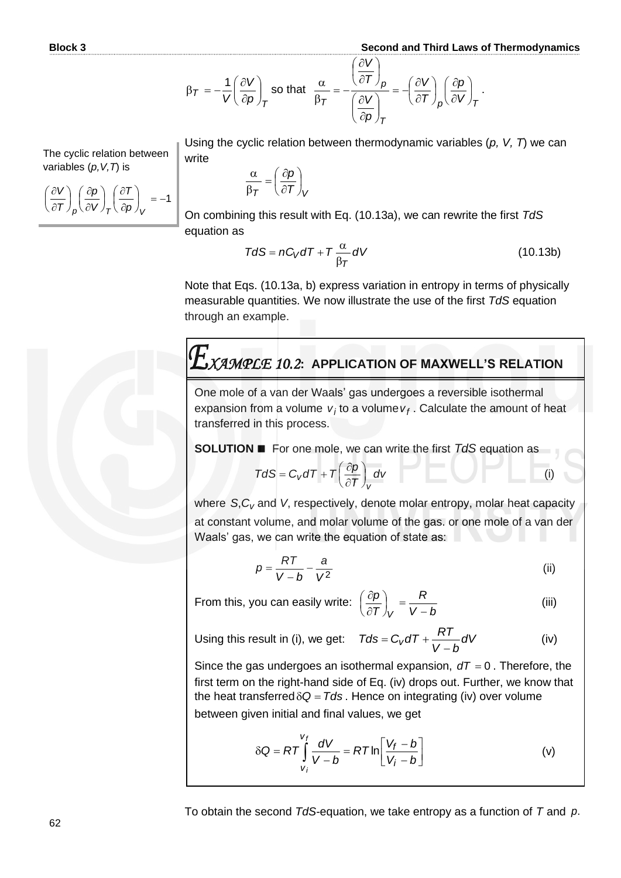$$\beta_T = -\frac{1}{V}\left(\frac{\partial V}{\partial p}\right)_T \text{ so that } \frac{\alpha}{\beta_T} = -\frac{\left(\frac{\partial V}{\partial T}\right)_p}{\left(\frac{\partial V}{\partial p}\right)_T} = -\left(\frac{\partial V}{\partial T}\right)_p\left(\frac{\partial p}{\partial V}\right)_T.$$

The cyclic relation between variables (*p,V,T*) is

$$\left(\frac{\partial V}{\partial T}\right)_p\left(\frac{\partial p}{\partial V}\right)_T\left(\frac{\partial T}{\partial p}\right)_V = -1$$

Using the cyclic relation between thermodynamic variables (*p, V, T*) we can write

$$\frac{\alpha}{\beta_T} = \left(\frac{\partial p}{\partial T}\right)_V$$

On combining this result with Eq. (10.13a), we can rewrite the first *TdS* equation as

$$TdS = nC_V dT + T\frac{\alpha}{\beta_T}dV \tag{10.13b}$$

Note that Eqs. (10.13a, b) express variation in entropy in terms of physically measurable quantities. We now illustrate the use of the first *TdS* equation through an example.

## EXAMPLE 10.2: APPLICATION OF MAXWELL'S RELATION

One mole of a van der Waals' gas undergoes a reversible isothermal expansion from a volume $v_i$ to a volume $v_f$. Calculate the amount of heat transferred in this process.

**SOLUTION** ■ For one mole, we can write the first *TdS* equation as

$$TdS = C_V dT + T\left(\frac{\partial p}{\partial T}\right)_v dv \tag{i}$$

where $S, C_V$ and $V$, respectively, denote molar entropy, molar heat capacity at constant volume, and molar volume of the gas. or one mole of a van der Waals' gas, we can write the equation of state as:

$$p = \frac{RT}{V-b} - \frac{a}{V^2} \tag{ii}$$

From this, you can easily write: $\left(\frac{\partial p}{\partial T}\right)_V = \frac{R}{V-b}$ (iii)

Using this result in (i), we get: $Tds = C_V dT + \frac{RT}{V-b}dV$ (iv)

Since the gas undergoes an isothermal expansion, $dT = 0$. Therefore, the first term on the right-hand side of Eq. (iv) drops out. Further, we know that the heat transferred $\delta Q = Tds$. Hence on integrating (iv) over volume between given initial and final values, we get

$$\delta Q = RT\int_{v_i}^{v_f}\frac{dV}{V-b} = RT\ln\left[\frac{V_f - b}{V_i - b}\right] \tag{v}$$

To obtain the second *TdS*-equation, we take entropy as a function of *T* and *p*.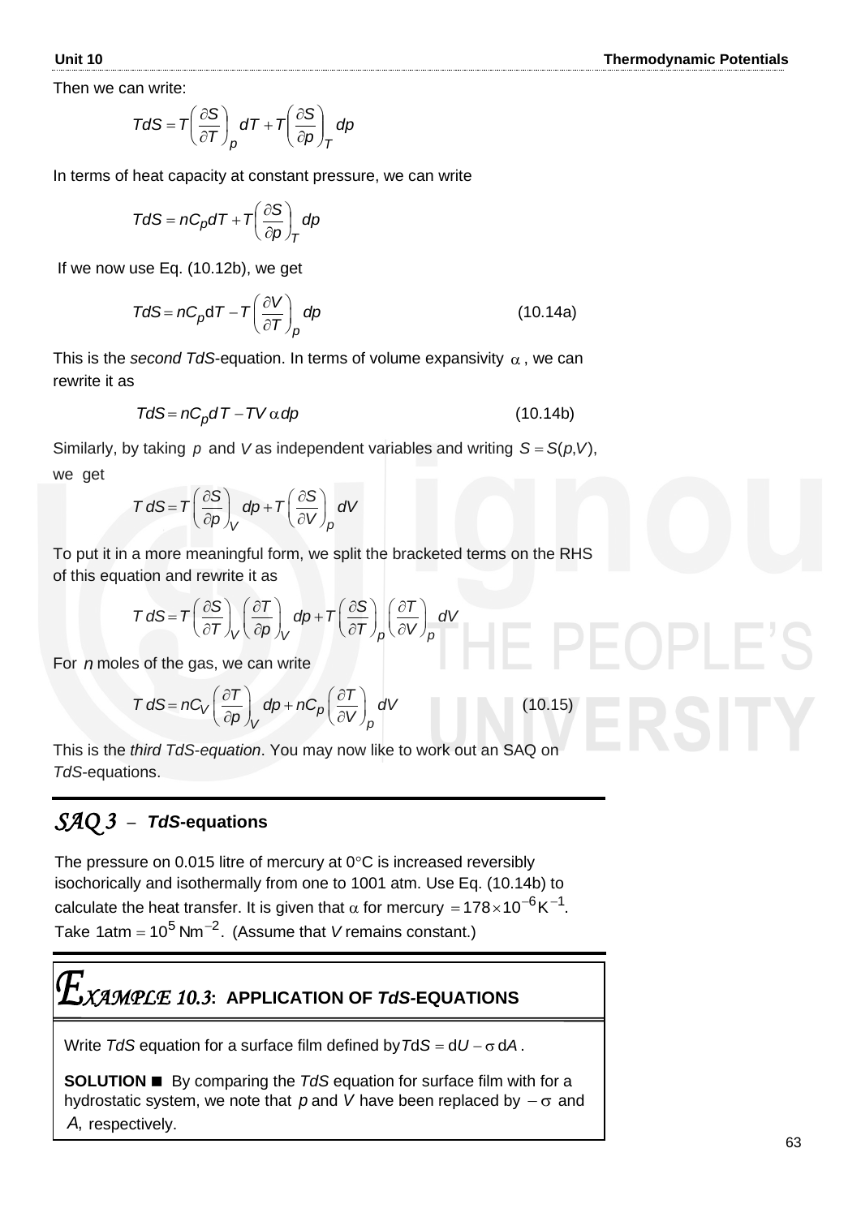Then we can write:

$$TdS = T\left(\frac{\partial S}{\partial T}\right)_p dT + T\left(\frac{\partial S}{\partial p}\right)_T dp$$

In terms of heat capacity at constant pressure, we can write

$$TdS = nC_p dT + T\left(\frac{\partial S}{\partial p}\right)_T dp$$

If we now use Eq. (10.12b), we get

$$TdS = nC_p \mathrm{d}T - T\left(\frac{\partial V}{\partial T}\right)_p dp \qquad (10.14a)$$

This is the *second TdS*-equation. In terms of volume expansivity $\alpha$, we can rewrite it as

$$TdS = nC_p dT - TV\alpha dp \qquad (10.14b)$$

Similarly, by taking $p$ and $V$ as independent variables and writing $S = S(p,V)$, we get

$$T\,dS = T\left(\frac{\partial S}{\partial p}\right)_V dp + T\left(\frac{\partial S}{\partial V}\right)_p dV$$

To put it in a more meaningful form, we split the bracketed terms on the RHS of this equation and rewrite it as

$$T\,dS = T\left(\frac{\partial S}{\partial T}\right)_V \left(\frac{\partial T}{\partial p}\right)_V dp + T\left(\frac{\partial S}{\partial T}\right)_p \left(\frac{\partial T}{\partial V}\right)_p dV$$

For $n$ moles of the gas, we can write

$$T\,dS = nC_V\left(\frac{\partial T}{\partial p}\right)_V dp + nC_p\left(\frac{\partial T}{\partial V}\right)_p dV \qquad (10.15)$$

This is the *third TdS-equation*. You may now like to work out an SAQ on *TdS*-equations.

## *SAQ 3* – ***TdS*-equations**

The pressure on 0.015 litre of mercury at 0°C is increased reversibly isochorically and isothermally from one to 1001 atm. Use Eq. (10.14b) to calculate the heat transfer. It is given that $\alpha$ for mercury $= 178 \times 10^{-6}\,\mathrm{K}^{-1}$. Take $1\mathrm{atm} = 10^5\,\mathrm{Nm}^{-2}$. (Assume that $V$ remains constant.)

## *EXAMPLE 10.3*: APPLICATION OF *TdS*-EQUATIONS

Write *TdS* equation for a surface film defined by $T\mathrm{d}S = \mathrm{d}U - \sigma\,\mathrm{d}A$.

**SOLUTION ■** By comparing the *TdS* equation for surface film with for a hydrostatic system, we note that $p$ and $V$ have been replaced by $-\sigma$ and $A$, respectively.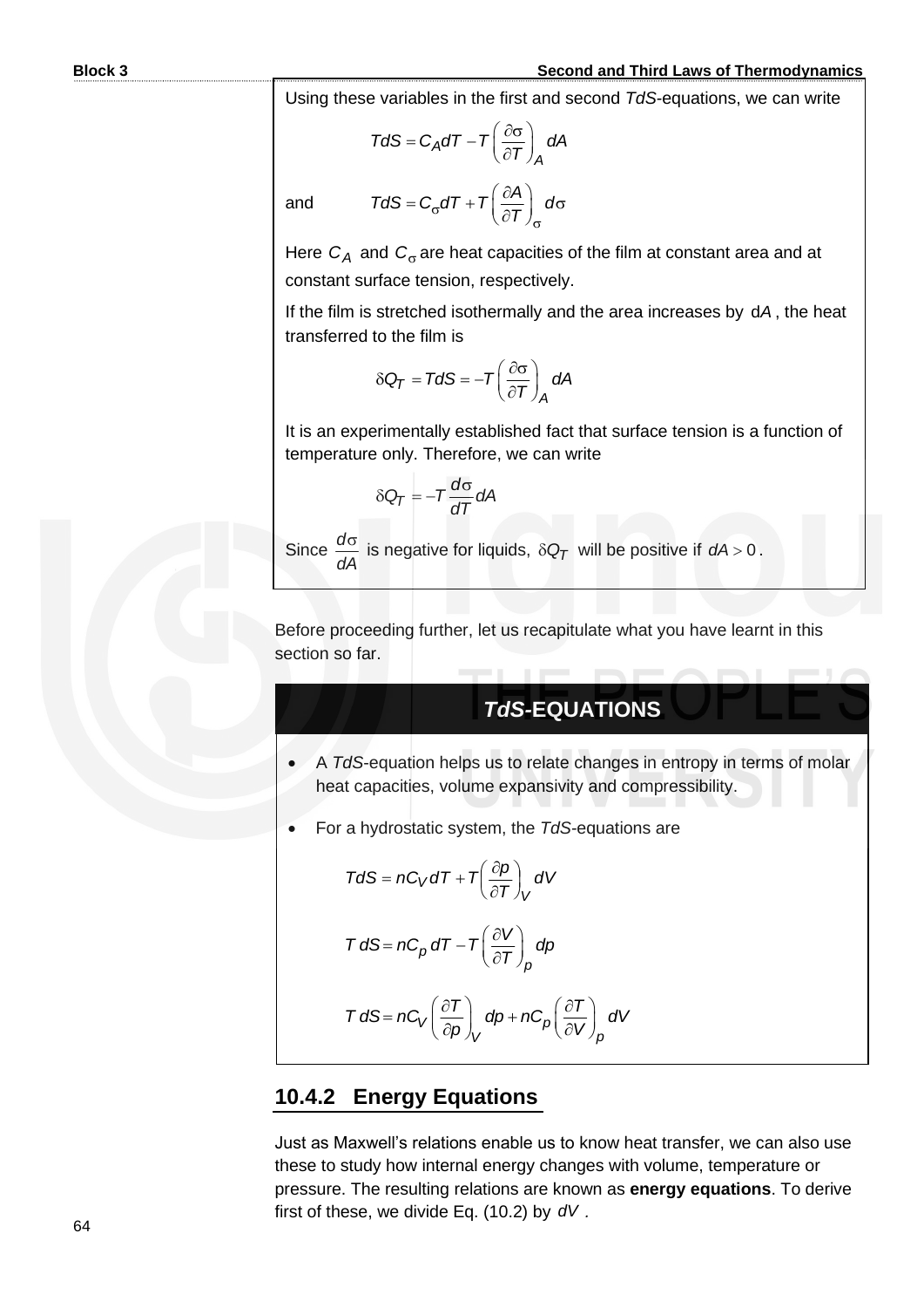Using these variables in the first and second *TdS*-equations, we can write

$$TdS = C_A dT - T\left(\frac{\partial \sigma}{\partial T}\right)_A dA$$

and

$$TdS = C_\sigma dT + T\left(\frac{\partial A}{\partial T}\right)_\sigma d\sigma$$

Here $C_A$ and $C_\sigma$ are heat capacities of the film at constant area and at constant surface tension, respectively.

If the film is stretched isothermally and the area increases by $dA$, the heat transferred to the film is

$$\delta Q_T = TdS = -T\left(\frac{\partial \sigma}{\partial T}\right)_A dA$$

It is an experimentally established fact that surface tension is a function of temperature only. Therefore, we can write

$$\delta Q_T = -T\frac{d\sigma}{dT}dA$$

Since $\frac{d\sigma}{dA}$ is negative for liquids, $\delta Q_T$ will be positive if $dA > 0$.

Before proceeding further, let us recapitulate what you have learnt in this section so far.

### *TdS*-EQUATIONS

- A *TdS*-equation helps us to relate changes in entropy in terms of molar heat capacities, volume expansivity and compressibility.
- For a hydrostatic system, the *TdS*-equations are

$$TdS = nC_V dT + T\left(\frac{\partial p}{\partial T}\right)_V dV$$

$$T\,dS = nC_p\,dT - T\left(\frac{\partial V}{\partial T}\right)_p dp$$

$$T\,dS = nC_V\left(\frac{\partial T}{\partial p}\right)_V dp + nC_p\left(\frac{\partial T}{\partial V}\right)_p dV$$

## 10.4.2 Energy Equations

Just as Maxwell's relations enable us to know heat transfer, we can also use these to study how internal energy changes with volume, temperature or pressure. The resulting relations are known as **energy equations**. To derive first of these, we divide Eq. (10.2) by $dV$.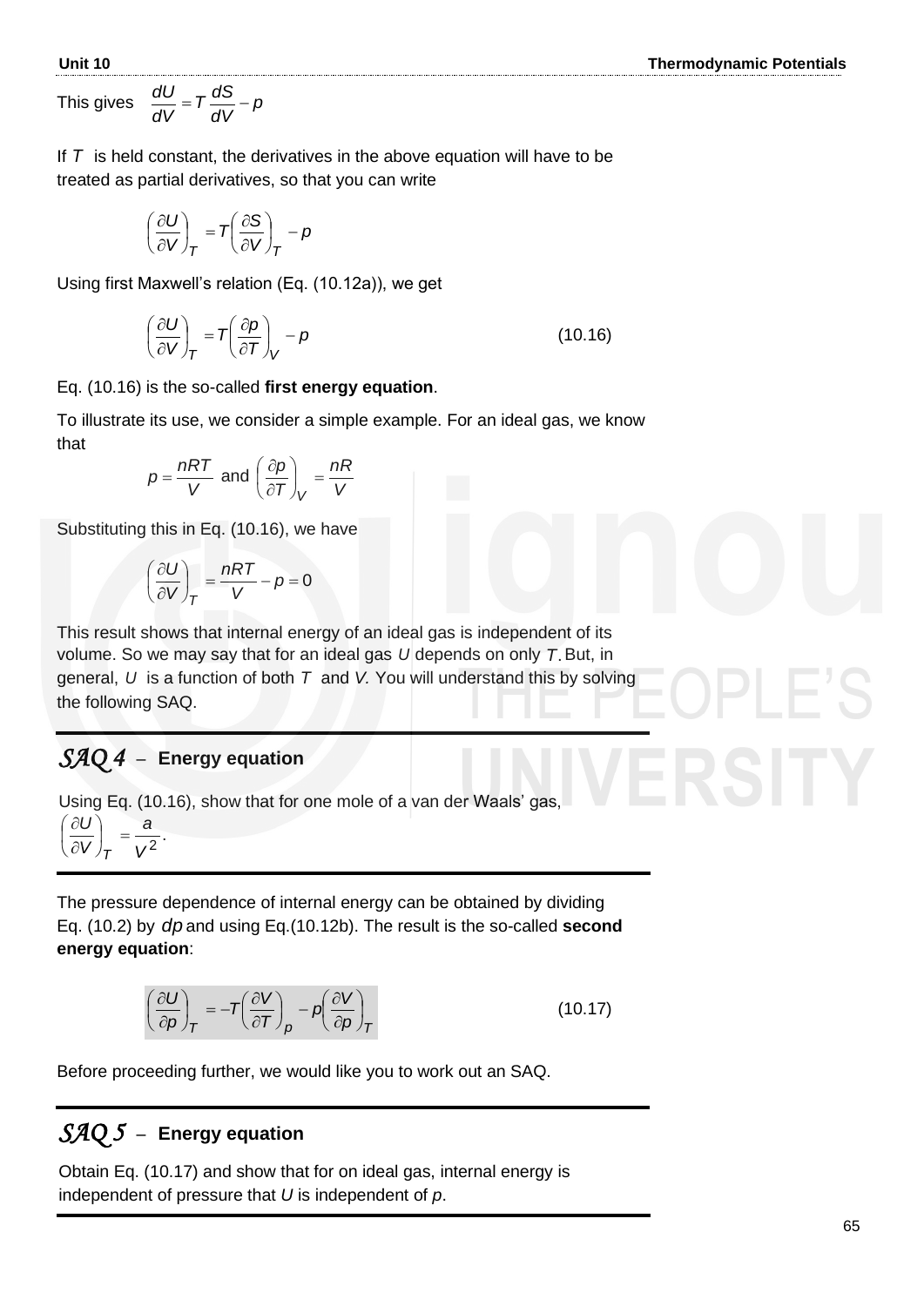This gives $\dfrac{dU}{dV} = T\dfrac{dS}{dV} - p$

If $T$ is held constant, the derivatives in the above equation will have to be treated as partial derivatives, so that you can write

$$\left(\frac{\partial U}{\partial V}\right)_T = T\left(\frac{\partial S}{\partial V}\right)_T - p$$

Using first Maxwell's relation (Eq. (10.12a)), we get

$$\left(\frac{\partial U}{\partial V}\right)_T = T\left(\frac{\partial p}{\partial T}\right)_V - p \tag{10.16}$$

Eq. (10.16) is the so-called **first energy equation**.

To illustrate its use, we consider a simple example. For an ideal gas, we know that

$$p = \frac{nRT}{V} \text{ and } \left(\frac{\partial p}{\partial T}\right)_V = \frac{nR}{V}$$

Substituting this in Eq. (10.16), we have

$$\left(\frac{\partial U}{\partial V}\right)_T = \frac{nRT}{V} - p = 0$$

This result shows that internal energy of an ideal gas is independent of its volume. So we may say that for an ideal gas $U$ depends on only $T$. But, in general, $U$ is a function of both $T$ and $V$. You will understand this by solving the following SAQ.

## *SAQ 4* – Energy equation

Using Eq. (10.16), show that for one mole of a van der Waals' gas, $\left(\dfrac{\partial U}{\partial V}\right)_T = \dfrac{a}{V^2}$.

The pressure dependence of internal energy can be obtained by dividing Eq. (10.2) by $dp$ and using Eq.(10.12b). The result is the so-called **second energy equation**:

$$\left(\frac{\partial U}{\partial p}\right)_T = -T\left(\frac{\partial V}{\partial T}\right)_p - p\left(\frac{\partial V}{\partial p}\right)_T \tag{10.17}$$

Before proceeding further, we would like you to work out an SAQ.

## *SAQ 5* – Energy equation

Obtain Eq. (10.17) and show that for on ideal gas, internal energy is independent of pressure that $U$ is independent of $p$.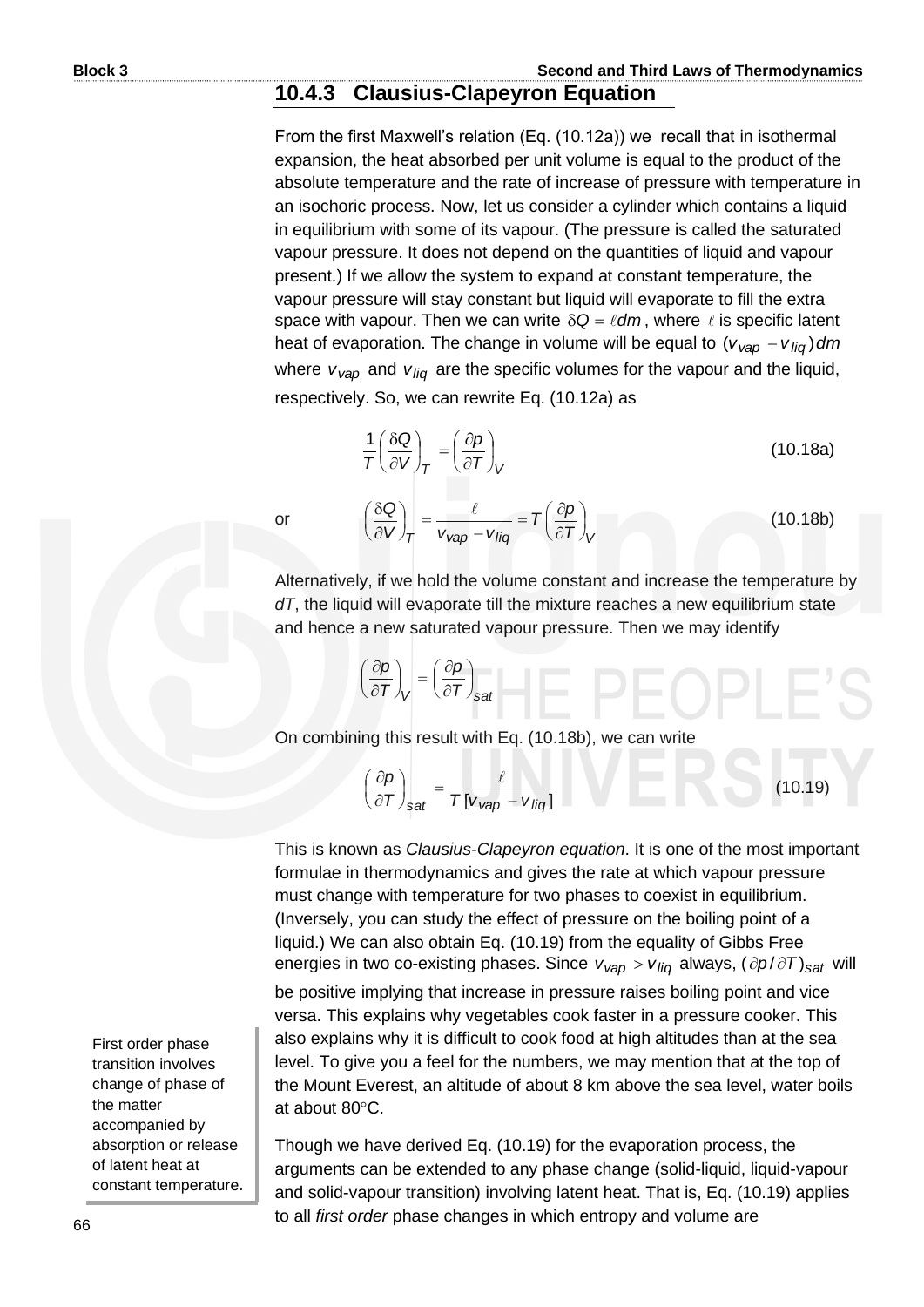### 10.4.3 Clausius-Clapeyron Equation

From the first Maxwell's relation (Eq. (10.12a)) we recall that in isothermal expansion, the heat absorbed per unit volume is equal to the product of the absolute temperature and the rate of increase of pressure with temperature in an isochoric process. Now, let us consider a cylinder which contains a liquid in equilibrium with some of its vapour. (The pressure is called the saturated vapour pressure. It does not depend on the quantities of liquid and vapour present.) If we allow the system to expand at constant temperature, the vapour pressure will stay constant but liquid will evaporate to fill the extra space with vapour. Then we can write $\delta Q = \ell dm$, where $\ell$ is specific latent heat of evaporation. The change in volume will be equal to $(v_{vap} - v_{liq})dm$ where $v_{vap}$ and $v_{liq}$ are the specific volumes for the vapour and the liquid, respectively. So, we can rewrite Eq. (10.12a) as

$$\frac{1}{T}\left(\frac{\delta Q}{\partial V}\right)_T = \left(\frac{\partial p}{\partial T}\right)_V \tag{10.18a}$$

or

$$\left(\frac{\delta Q}{\partial V}\right)_T = \frac{\ell}{v_{vap} - v_{liq}} = T\left(\frac{\partial p}{\partial T}\right)_V \tag{10.18b}$$

Alternatively, if we hold the volume constant and increase the temperature by $dT$, the liquid will evaporate till the mixture reaches a new equilibrium state and hence a new saturated vapour pressure. Then we may identify

$$\left(\frac{\partial p}{\partial T}\right)_V = \left(\frac{\partial p}{\partial T}\right)_{sat}$$

On combining this result with Eq. (10.18b), we can write

$$\left(\frac{\partial p}{\partial T}\right)_{sat} = \frac{\ell}{T\,[v_{vap} - v_{liq}]} \tag{10.19}$$

This is known as *Clausius-Clapeyron equation*. It is one of the most important formulae in thermodynamics and gives the rate at which vapour pressure must change with temperature for two phases to coexist in equilibrium. (Inversely, you can study the effect of pressure on the boiling point of a liquid.) We can also obtain Eq. (10.19) from the equality of Gibbs Free energies in two co-existing phases. Since $v_{vap} > v_{liq}$ always, $(\partial p/\partial T)_{sat}$ will be positive implying that increase in pressure raises boiling point and vice versa. This explains why vegetables cook faster in a pressure cooker. This also explains why it is difficult to cook food at high altitudes than at the sea level. To give you a feel for the numbers, we may mention that at the top of the Mount Everest, an altitude of about 8 km above the sea level, water boils at about 80°C.

First order phase transition involves change of phase of the matter accompanied by absorption or release of latent heat at constant temperature.

Though we have derived Eq. (10.19) for the evaporation process, the arguments can be extended to any phase change (solid-liquid, liquid-vapour and solid-vapour transition) involving latent heat. That is, Eq. (10.19) applies to all *first order* phase changes in which entropy and volume are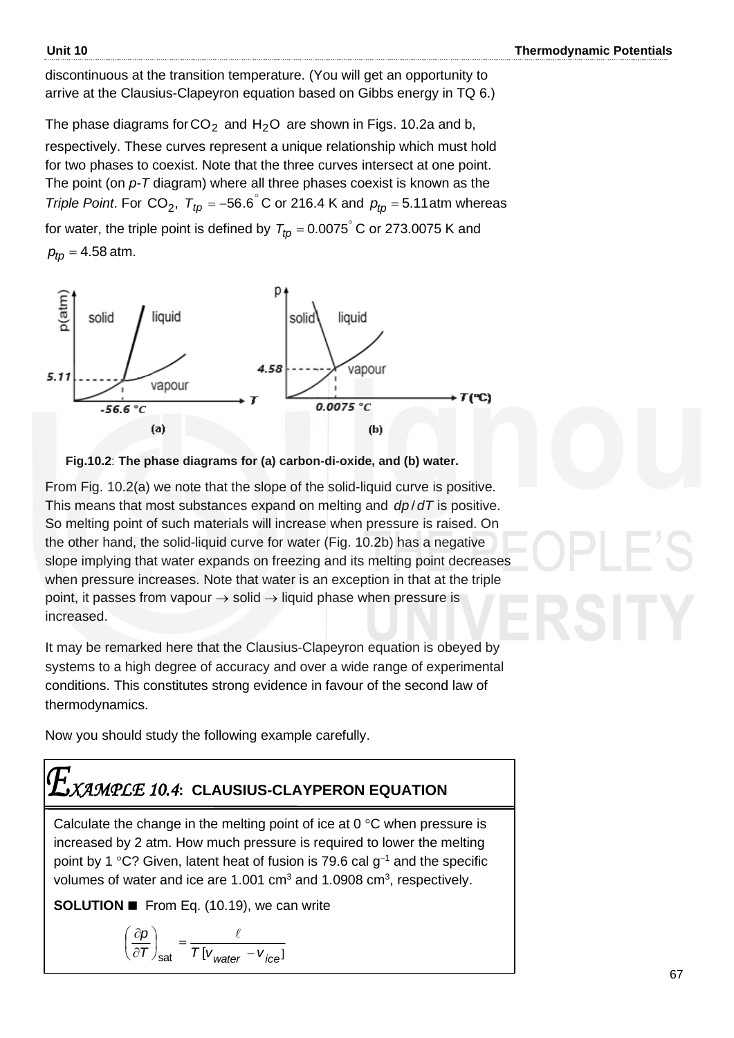discontinuous at the transition temperature. (You will get an opportunity to arrive at the Clausius-Clapeyron equation based on Gibbs energy in TQ 6.)

The phase diagrams for $CO_2$ and $H_2O$ are shown in Figs. 10.2a and b, respectively. These curves represent a unique relationship which must hold for two phases to coexist. Note that the three curves intersect at one point. The point (on *p-T* diagram) where all three phases coexist is known as the *Triple Point*. For $CO_2$, $T_{tp} = -56.6^\circ$ C or 216.4 K and $p_{tp} = 5.11$ atm whereas for water, the triple point is defined by $T_{tp} = 0.0075^\circ$ C or 273.0075 K and $p_{tp} = 4.58$ atm.

**Fig.10.2**: **The phase diagrams for (a) carbon-di-oxide, and (b) water.**

From Fig. 10.2(a) we note that the slope of the solid-liquid curve is positive. This means that most substances expand on melting and $dp/dT$ is positive. So melting point of such materials will increase when pressure is raised. On the other hand, the solid-liquid curve for water (Fig. 10.2b) has a negative slope implying that water expands on freezing and its melting point decreases when pressure increases. Note that water is an exception in that at the triple point, it passes from vapour $\rightarrow$ solid $\rightarrow$ liquid phase when pressure is increased.

It may be remarked here that the Clausius-Clapeyron equation is obeyed by systems to a high degree of accuracy and over a wide range of experimental conditions. This constitutes strong evidence in favour of the second law of thermodynamics.

Now you should study the following example carefully.

## *EXAMPLE 10.4*: CLAUSIUS-CLAYPERON EQUATION

Calculate the change in the melting point of ice at 0 °C when pressure is increased by 2 atm. How much pressure is required to lower the melting point by 1 °C? Given, latent heat of fusion is 79.6 cal g$^{-1}$ and the specific volumes of water and ice are 1.001 cm$^3$ and 1.0908 cm$^3$, respectively.

**SOLUTION** ■ From Eq. (10.19), we can write

$$\left(\frac{\partial p}{\partial T}\right)_{\text{sat}} = \frac{\ell}{T\,[v_{water} - v_{ice}]}$$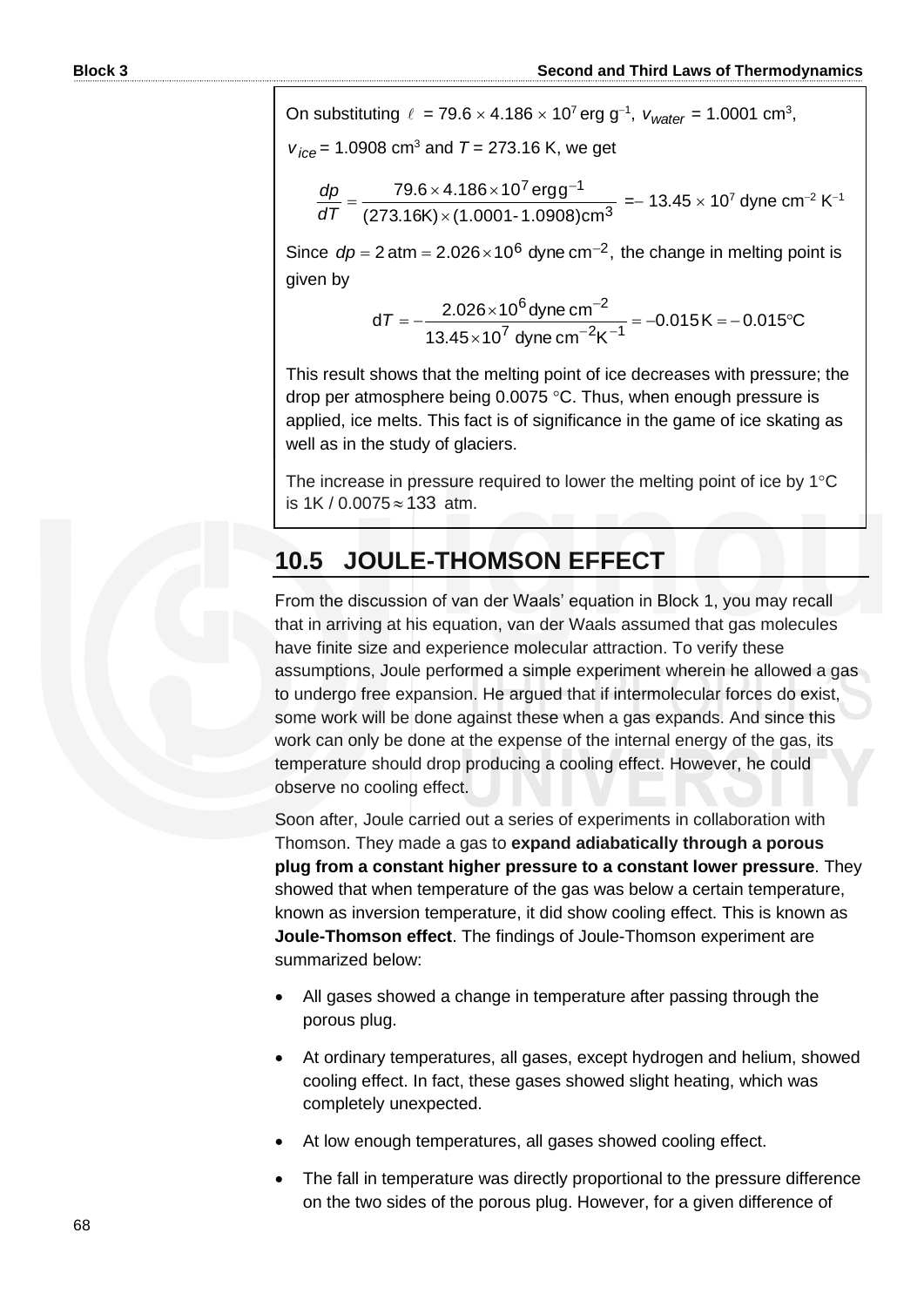On substituting $\ell$ = 79.6 × 4.186 × $10^7$ erg $g^{-1}$, $v_{water}$ = 1.0001 $cm^3$, $v_{ice}$ = 1.0908 $cm^3$ and $T$ = 273.16 K, we get

$$\frac{dp}{dT} = \frac{79.6 \times 4.186 \times 10^7 \text{ erg g}^{-1}}{(273.16\text{K}) \times (1.0001 - 1.0908)\text{cm}^3} = -13.45 \times 10^7 \text{ dyne cm}^{-2} \text{ K}^{-1}$$

Since $dp = 2\text{ atm} = 2.026 \times 10^6 \text{ dyne cm}^{-2}$, the change in melting point is given by

$$dT = -\frac{2.026 \times 10^6 \text{ dyne cm}^{-2}}{13.45 \times 10^7 \text{ dyne cm}^{-2}\text{K}^{-1}} = -0.015\text{K} = -0.015°\text{C}$$

This result shows that the melting point of ice decreases with pressure; the drop per atmosphere being 0.0075 °C. Thus, when enough pressure is applied, ice melts. This fact is of significance in the game of ice skating as well as in the study of glaciers.

The increase in pressure required to lower the melting point of ice by 1°C is 1K / 0.0075 ≈ 133 atm.

## 10.5 JOULE-THOMSON EFFECT

From the discussion of van der Waals' equation in Block 1, you may recall that in arriving at his equation, van der Waals assumed that gas molecules have finite size and experience molecular attraction. To verify these assumptions, Joule performed a simple experiment wherein he allowed a gas to undergo free expansion. He argued that if intermolecular forces do exist, some work will be done against these when a gas expands. And since this work can only be done at the expense of the internal energy of the gas, its temperature should drop producing a cooling effect. However, he could observe no cooling effect.

Soon after, Joule carried out a series of experiments in collaboration with Thomson. They made a gas to **expand adiabatically through a porous plug from a constant higher pressure to a constant lower pressure**. They showed that when temperature of the gas was below a certain temperature, known as inversion temperature, it did show cooling effect. This is known as **Joule-Thomson effect**. The findings of Joule-Thomson experiment are summarized below:

- All gases showed a change in temperature after passing through the porous plug.
- At ordinary temperatures, all gases, except hydrogen and helium, showed cooling effect. In fact, these gases showed slight heating, which was completely unexpected.
- At low enough temperatures, all gases showed cooling effect.
- The fall in temperature was directly proportional to the pressure difference on the two sides of the porous plug. However, for a given difference of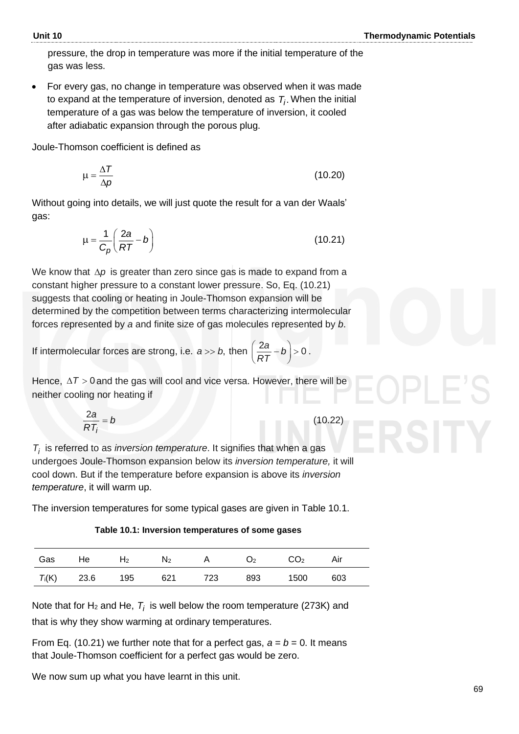pressure, the drop in temperature was more if the initial temperature of the gas was less.

- For every gas, no change in temperature was observed when it was made to expand at the temperature of inversion, denoted as $T_i$. When the initial temperature of a gas was below the temperature of inversion, it cooled after adiabatic expansion through the porous plug.

Joule-Thomson coefficient is defined as

$$\mu = \frac{\Delta T}{\Delta p} \tag{10.20}$$

Without going into details, we will just quote the result for a van der Waals' gas:

$$\mu = \frac{1}{C_p}\left(\frac{2a}{RT} - b\right) \tag{10.21}$$

We know that $\Delta p$ is greater than zero since gas is made to expand from a constant higher pressure to a constant lower pressure. So, Eq. (10.21) suggests that cooling or heating in Joule-Thomson expansion will be determined by the competition between terms characterizing intermolecular forces represented by *a* and finite size of gas molecules represented by *b*.

If intermolecular forces are strong, i.e. $a >> b$, then $\left(\frac{2a}{RT} - b\right) > 0$.

Hence, $\Delta T > 0$ and the gas will cool and vice versa. However, there will be neither cooling nor heating if

$$\frac{2a}{RT_i} = b \tag{10.22}$$

$T_i$ is referred to as *inversion temperature*. It signifies that when a gas undergoes Joule-Thomson expansion below its *inversion temperature,* it will cool down. But if the temperature before expansion is above its *inversion temperature*, it will warm up.

The inversion temperatures for some typical gases are given in Table 10.1.

**Table 10.1: Inversion temperatures of some gases**

| Gas | He | $H_2$ | $N_2$ | A | $O_2$ | $CO_2$ | Air |
|---|---|---|---|---|---|---|---|
| $T_i$(K) | 23.6 | 195 | 621 | 723 | 893 | 1500 | 603 |

Note that for $H_2$ and He, $T_i$ is well below the room temperature (273K) and that is why they show warming at ordinary temperatures.

From Eq. (10.21) we further note that for a perfect gas, $a = b = 0$. It means that Joule-Thomson coefficient for a perfect gas would be zero.

We now sum up what you have learnt in this unit.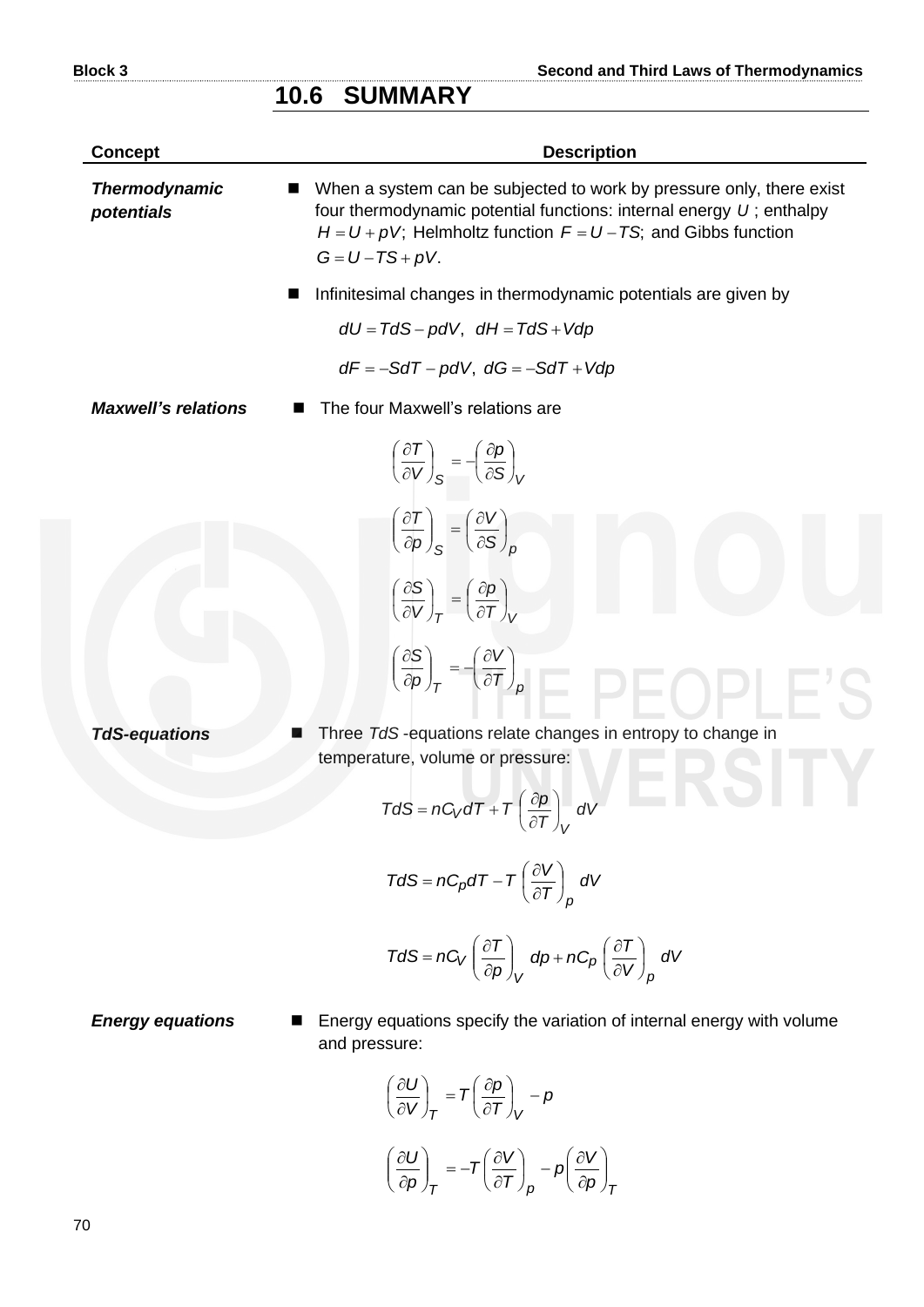## 10.6 SUMMARY

| Concept | Description |
|---|---|
| ***Thermodynamic potentials*** | ■ When a system can be subjected to work by pressure only, there exist four thermodynamic potential functions: internal energy $U$ ; enthalpy $H = U + pV$; Helmholtz function $F = U - TS$; and Gibbs function $G = U - TS + pV$. <br> ■ Infinitesimal changes in thermodynamic potentials are given by <br> $dU = TdS - pdV$, $dH = TdS + Vdp$ <br> $dF = -SdT - pdV$, $dG = -SdT + Vdp$ |
| ***Maxwell's relations*** | ■ The four Maxwell's relations are <br> $\left(\frac{\partial T}{\partial V}\right)_S = -\left(\frac{\partial p}{\partial S}\right)_V$ <br> $\left(\frac{\partial T}{\partial p}\right)_S = \left(\frac{\partial V}{\partial S}\right)_p$ <br> $\left(\frac{\partial S}{\partial V}\right)_T = \left(\frac{\partial p}{\partial T}\right)_V$ <br> $\left(\frac{\partial S}{\partial p}\right)_T = -\left(\frac{\partial V}{\partial T}\right)_p$ |
| ***TdS-equations*** | ■ Three *TdS* -equations relate changes in entropy to change in temperature, volume or pressure: <br> $TdS = nC_V dT + T\left(\frac{\partial p}{\partial T}\right)_V dV$ <br> $TdS = nC_p dT - T\left(\frac{\partial V}{\partial T}\right)_p dV$ <br> $TdS = nC_V\left(\frac{\partial T}{\partial p}\right)_V dp + nC_p\left(\frac{\partial T}{\partial V}\right)_p dV$ |
| ***Energy equations*** | ■ Energy equations specify the variation of internal energy with volume and pressure: <br> $\left(\frac{\partial U}{\partial V}\right)_T = T\left(\frac{\partial p}{\partial T}\right)_V - p$ <br> $\left(\frac{\partial U}{\partial p}\right)_T = -T\left(\frac{\partial V}{\partial T}\right)_p - p\left(\frac{\partial V}{\partial p}\right)_T$ |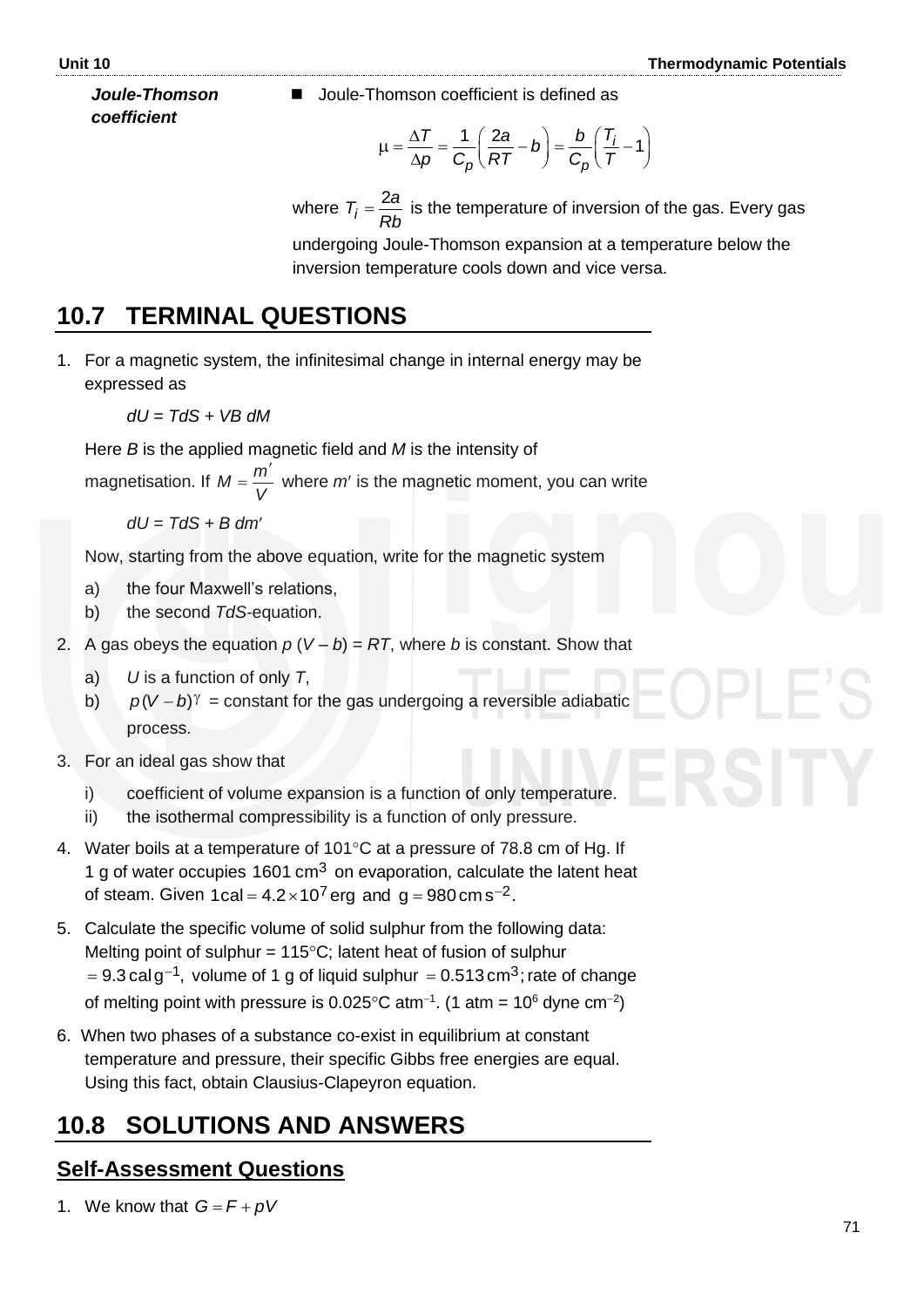***Joule-Thomson coefficient***

- Joule-Thomson coefficient is defined as

$$\mu = \frac{\Delta T}{\Delta p} = \frac{1}{C_p}\left(\frac{2a}{RT} - b\right) = \frac{b}{C_p}\left(\frac{T_i}{T} - 1\right)$$

where $T_i = \dfrac{2a}{Rb}$ is the temperature of inversion of the gas. Every gas undergoing Joule-Thomson expansion at a temperature below the inversion temperature cools down and vice versa.

## 10.7 TERMINAL QUESTIONS

1. For a magnetic system, the infinitesimal change in internal energy may be expressed as

   $dU = TdS + VB\, dM$

   Here $B$ is the applied magnetic field and $M$ is the intensity of magnetisation. If $M = \dfrac{m'}{V}$ where $m'$ is the magnetic moment, you can write

   $dU = TdS + B\, dm'$

   Now, starting from the above equation, write for the magnetic system

   a) the four Maxwell's relations,

   b) the second *TdS*-equation.

2. A gas obeys the equation $p\,(V - b) = RT$, where $b$ is constant. Show that

   a) $U$ is a function of only $T$,

   b) $p\,(V - b)^{\gamma}$ = constant for the gas undergoing a reversible adiabatic process.

3. For an ideal gas show that

   i) coefficient of volume expansion is a function of only temperature.

   ii) the isothermal compressibility is a function of only pressure.

4. Water boils at a temperature of 101°C at a pressure of 78.8 cm of Hg. If 1 g of water occupies $1601\,\text{cm}^3$ on evaporation, calculate the latent heat of steam. Given $1\,\text{cal} = 4.2 \times 10^7\,\text{erg}$ and $g = 980\,\text{cm}\,\text{s}^{-2}$.

5. Calculate the specific volume of solid sulphur from the following data: Melting point of sulphur = 115°C; latent heat of fusion of sulphur $= 9.3\,\text{cal}\,\text{g}^{-1}$, volume of 1 g of liquid sulphur $= 0.513\,\text{cm}^3$; rate of change of melting point with pressure is 0.025°C atm$^{-1}$. (1 atm = $10^6$ dyne cm$^{-2}$)

6. When two phases of a substance co-exist in equilibrium at constant temperature and pressure, their specific Gibbs free energies are equal. Using this fact, obtain Clausius-Clapeyron equation.

## 10.8 SOLUTIONS AND ANSWERS

### Self-Assessment Questions

1. We know that $G = F + pV$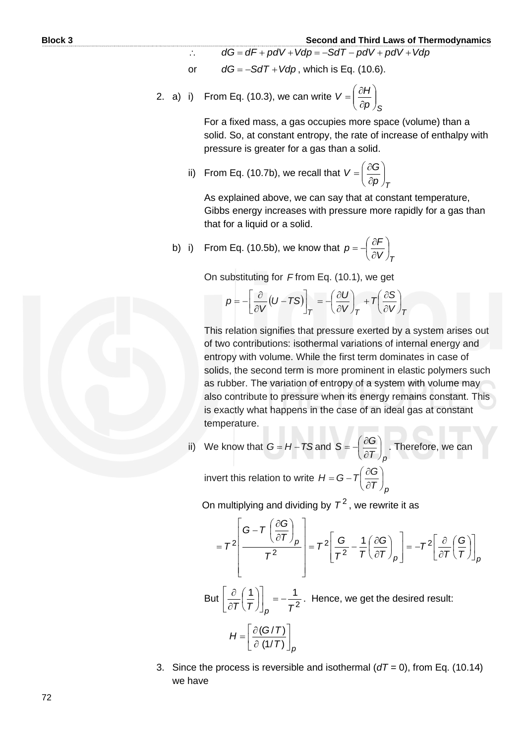$\therefore \quad dG = dF + pdV + Vdp = -SdT - pdV + pdV + Vdp$

or $\quad dG = -SdT + Vdp$, which is Eq. (10.6).

2. a) i) From Eq. (10.3), we can write $V = \left(\dfrac{\partial H}{\partial p}\right)_S$

   For a fixed mass, a gas occupies more space (volume) than a solid. So, at constant entropy, the rate of increase of enthalpy with pressure is greater for a gas than a solid.

   ii) From Eq. (10.7b), we recall that $V = \left(\dfrac{\partial G}{\partial p}\right)_T$

   As explained above, we can say that at constant temperature, Gibbs energy increases with pressure more rapidly for a gas than that for a liquid or a solid.

   b) i) From Eq. (10.5b), we know that $p = -\left(\dfrac{\partial F}{\partial V}\right)_T$

   On substituting for $F$ from Eq. (10.1), we get

   $$p = -\left[\frac{\partial}{\partial V}(U - TS)\right]_T = -\left(\frac{\partial U}{\partial V}\right)_T + T\left(\frac{\partial S}{\partial V}\right)_T$$

   This relation signifies that pressure exerted by a system arises out of two contributions: isothermal variations of internal energy and entropy with volume. While the first term dominates in case of solids, the second term is more prominent in elastic polymers such as rubber. The variation of entropy of a system with volume may also contribute to pressure when its energy remains constant. This is exactly what happens in the case of an ideal gas at constant temperature.

   ii) We know that $G = H - TS$ and $S = -\left(\dfrac{\partial G}{\partial T}\right)_p$. Therefore, we can invert this relation to write $H = G - T\left(\dfrac{\partial G}{\partial T}\right)_p$

   On multiplying and dividing by $T^2$, we rewrite it as

   $$= T^2\left[\frac{G - T\left(\dfrac{\partial G}{\partial T}\right)_p}{T^2}\right] = T^2\left[\frac{G}{T^2} - \frac{1}{T}\left(\frac{\partial G}{\partial T}\right)_p\right] = -T^2\left[\frac{\partial}{\partial T}\left(\frac{G}{T}\right)\right]_p$$

   But $\left[\dfrac{\partial}{\partial T}\left(\dfrac{1}{T}\right)\right]_p = -\dfrac{1}{T^2}$. Hence, we get the desired result:

   $$H = \left[\frac{\partial (G/T)}{\partial\,(1/T)}\right]_p$$

3. Since the process is reversible and isothermal ($dT = 0$), from Eq. (10.14) we have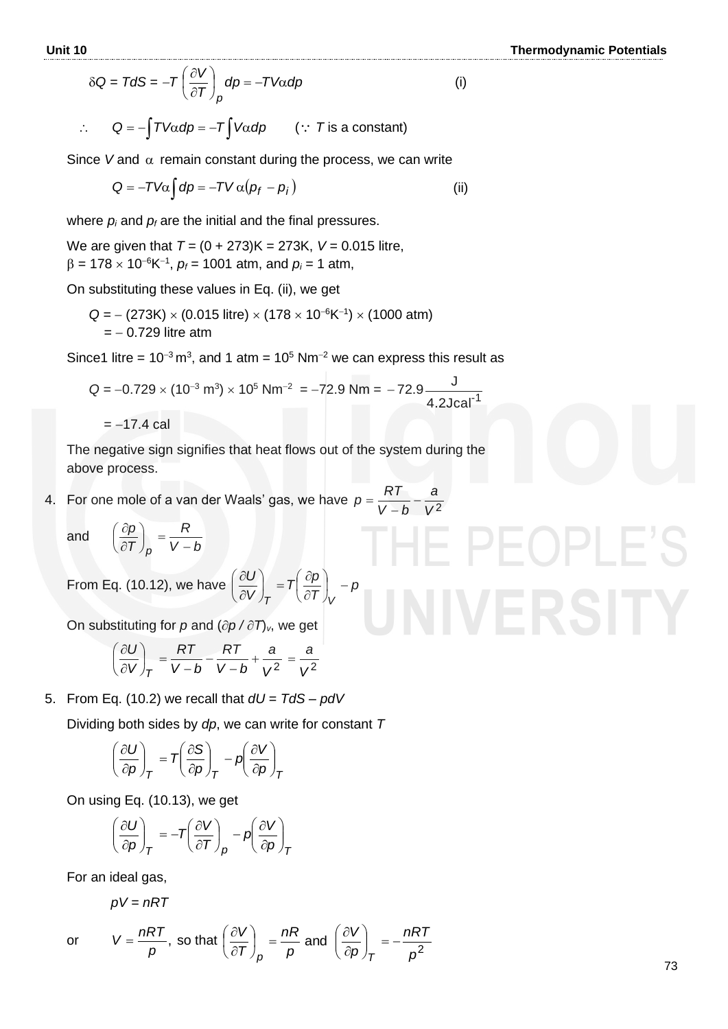$$\delta Q = TdS = -T\left(\frac{\partial V}{\partial T}\right)_p dp = -TV\alpha dp \qquad \text{(i)}$$

$$\therefore \quad Q = -\int TV\alpha dp = -T\int V\alpha dp \qquad (\because\ T \text{ is a constant})$$

Since $V$ and $\alpha$ remain constant during the process, we can write

$$Q = -TV\alpha\int dp = -TV\alpha\left(p_f - p_i\right) \qquad \text{(ii)}$$

where $p_i$ and $p_f$ are the initial and the final pressures.

We are given that $T = (0 + 273)\text{K} = 273\text{K}$, $V = 0.015$ litre, $\beta = 178 \times 10^{-6}\text{K}^{-1}$, $p_f = 1001$ atm, and $p_i = 1$ atm,

On substituting these values in Eq. (ii), we get

$Q = -$ (273K) $\times$ (0.015 litre) $\times$ ($178 \times 10^{-6}\text{K}^{-1}$) $\times$ (1000 atm)
$= -$ 0.729 litre atm

Since1 litre = $10^{-3}$ m$^3$, and 1 atm = $10^5$ Nm$^{-2}$ we can express this result as

$$Q = -0.729 \times (10^{-3}\ \text{m}^3) \times 10^5\ \text{Nm}^{-2} = -72.9\ \text{Nm} = -72.9\frac{\text{J}}{4.2\text{Jcal}^{-1}}$$

$= -17.4$ cal

The negative sign signifies that heat flows out of the system during the above process.

4. For one mole of a van der Waals' gas, we have $p = \dfrac{RT}{V-b} - \dfrac{a}{V^2}$

and $\left(\dfrac{\partial p}{\partial T}\right)_p = \dfrac{R}{V-b}$

From Eq. (10.12), we have $\left(\dfrac{\partial U}{\partial V}\right)_T = T\left(\dfrac{\partial p}{\partial T}\right)_V - p$

On substituting for $p$ and $(\partial p / \partial T)_v$, we get

$$\left(\frac{\partial U}{\partial V}\right)_T = \frac{RT}{V-b} - \frac{RT}{V-b} + \frac{a}{V^2} = \frac{a}{V^2}$$

5. From Eq. (10.2) we recall that $dU = TdS - pdV$

Dividing both sides by $dp$, we can write for constant $T$

$$\left(\frac{\partial U}{\partial p}\right)_T = T\left(\frac{\partial S}{\partial p}\right)_T - p\left(\frac{\partial V}{\partial p}\right)_T$$

On using Eq. (10.13), we get

$$\left(\frac{\partial U}{\partial p}\right)_T = -T\left(\frac{\partial V}{\partial T}\right)_p - p\left(\frac{\partial V}{\partial p}\right)_T$$

For an ideal gas,

$$pV = nRT$$

or $\quad V = \dfrac{nRT}{p}$, so that $\left(\dfrac{\partial V}{\partial T}\right)_p = \dfrac{nR}{p}$ and $\left(\dfrac{\partial V}{\partial p}\right)_T = -\dfrac{nRT}{p^2}$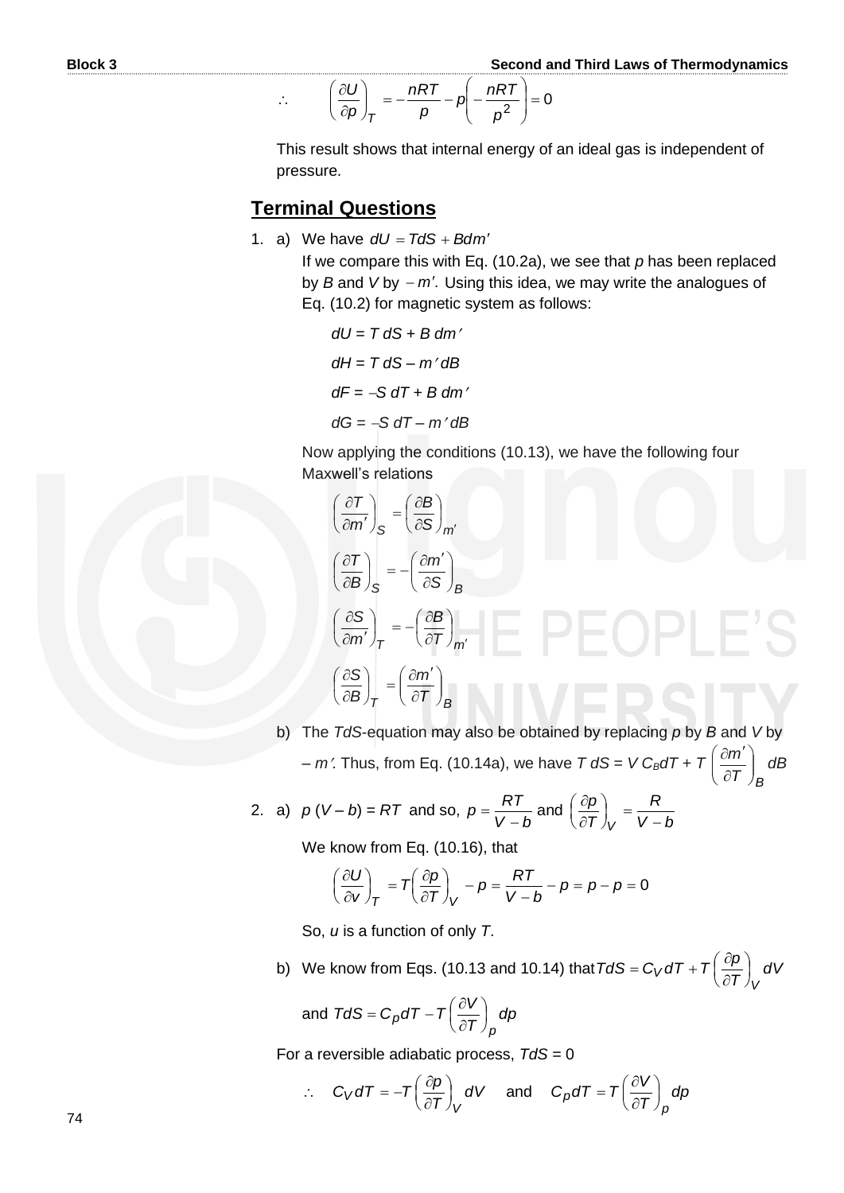$$\therefore \qquad \left(\frac{\partial U}{\partial p}\right)_T = -\frac{nRT}{p} - p\left(-\frac{nRT}{p^2}\right) = 0$$

This result shows that internal energy of an ideal gas is independent of pressure.

## Terminal Questions

1. a) We have $dU = TdS + Bdm'$

   If we compare this with Eq. (10.2a), we see that $p$ has been replaced by $B$ and $V$ by $-m'$. Using this idea, we may write the analogues of Eq. (10.2) for magnetic system as follows:

   $dU = T\,dS + B\,dm'$

   $dH = T\,dS - m'\,dB$

   $dF = -S\,dT + B\,dm'$

   $dG = -S\,dT - m'\,dB$

   Now applying the conditions (10.13), we have the following four Maxwell's relations

   $$\left(\frac{\partial T}{\partial m'}\right)_S = \left(\frac{\partial B}{\partial S}\right)_{m'}$$

   $$\left(\frac{\partial T}{\partial B}\right)_S = -\left(\frac{\partial m'}{\partial S}\right)_B$$

   $$\left(\frac{\partial S}{\partial m'}\right)_T = -\left(\frac{\partial B}{\partial T}\right)_{m'}$$

   $$\left(\frac{\partial S}{\partial B}\right)_T = \left(\frac{\partial m'}{\partial T}\right)_B$$

   b) The $TdS$-equation may also be obtained by replacing $p$ by $B$ and $V$ by $-m'$. Thus, from Eq. (10.14a), we have $T\,dS = V\,C_B dT + T\left(\frac{\partial m'}{\partial T}\right)_B dB$

2. a) $p\,(V - b) = RT$ and so, $p = \frac{RT}{V-b}$ and $\left(\frac{\partial p}{\partial T}\right)_V = \frac{R}{V-b}$

   We know from Eq. (10.16), that

   $$\left(\frac{\partial U}{\partial v}\right)_T = T\left(\frac{\partial p}{\partial T}\right)_V - p = \frac{RT}{V-b} - p = p - p = 0$$

   So, $u$ is a function of only $T$.

   b) We know from Eqs. (10.13 and 10.14) that $TdS = C_V dT + T\left(\frac{\partial p}{\partial T}\right)_V dV$

   and $TdS = C_p dT - T\left(\frac{\partial V}{\partial T}\right)_p dp$

   For a reversible adiabatic process, $TdS = 0$

   $$\therefore \quad C_V dT = -T\left(\frac{\partial p}{\partial T}\right)_V dV \quad \text{and} \quad C_p dT = T\left(\frac{\partial V}{\partial T}\right)_p dp$$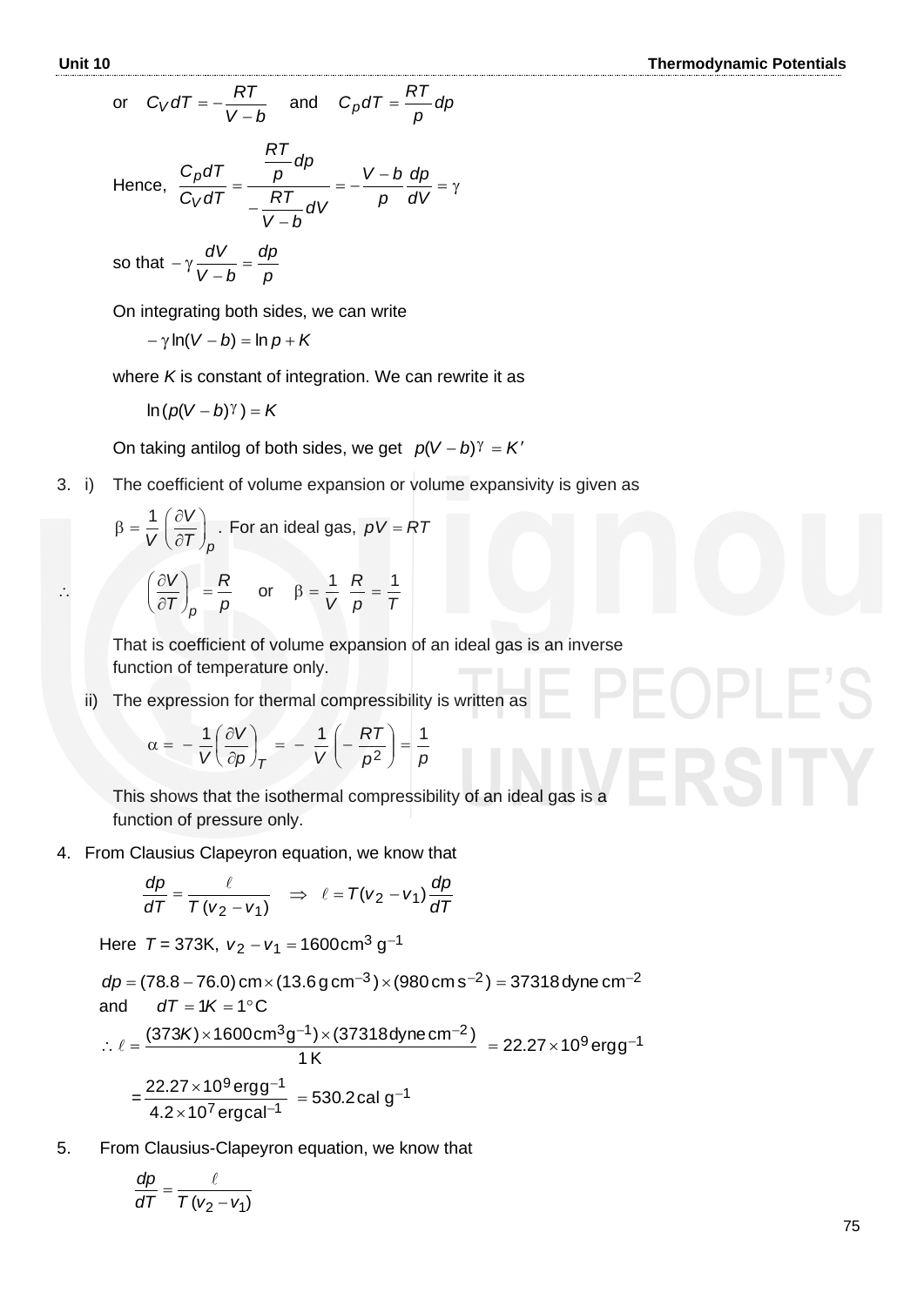or $\quad C_V dT = -\dfrac{RT}{V-b}$ $\quad$ and $\quad C_p dT = \dfrac{RT}{p} dp$

Hence, $\dfrac{C_p dT}{C_V dT} = \dfrac{\dfrac{RT}{p} dp}{-\dfrac{RT}{V-b} dV} = -\dfrac{V-b}{p}\dfrac{dp}{dV} = \gamma$

so that $-\gamma \dfrac{dV}{V-b} = \dfrac{dp}{p}$

On integrating both sides, we can write

$$-\gamma \ln(V-b) = \ln p + K$$

where $K$ is constant of integration. We can rewrite it as

$$\ln\left(p(V-b)^{\gamma}\right) = K$$

On taking antilog of both sides, we get $p(V-b)^{\gamma} = K'$

3. i) The coefficient of volume expansion or volume expansivity is given as

$\beta = \dfrac{1}{V}\left(\dfrac{\partial V}{\partial T}\right)_p$. For an ideal gas, $pV = RT$

$\therefore \quad \left(\dfrac{\partial V}{\partial T}\right)_p = \dfrac{R}{p} \quad$ or $\quad \beta = \dfrac{1}{V}\dfrac{R}{p} = \dfrac{1}{T}$

That is coefficient of volume expansion of an ideal gas is an inverse function of temperature only.

ii) The expression for thermal compressibility is written as

$$\alpha = -\frac{1}{V}\left(\frac{\partial V}{\partial p}\right)_T = -\frac{1}{V}\left(-\frac{RT}{p^2}\right) = \frac{1}{p}$$

This shows that the isothermal compressibility of an ideal gas is a function of pressure only.

4. From Clausius Clapeyron equation, we know that

$$\frac{dp}{dT} = \frac{\ell}{T(v_2 - v_1)} \quad \Rightarrow \quad \ell = T(v_2 - v_1)\frac{dp}{dT}$$

Here $T = 373\text{K}$, $v_2 - v_1 = 1600\,\text{cm}^3\,\text{g}^{-1}$

$dp = (78.8 - 76.0)\,\text{cm} \times (13.6\,\text{g cm}^{-3}) \times (980\,\text{cm s}^{-2}) = 37318\,\text{dyne cm}^{-2}$

and $\quad dT = 1K = 1°\text{C}$

$$\therefore \ell = \frac{(373K) \times 1600\,\text{cm}^3\text{g}^{-1}) \times (37318\,\text{dyne cm}^{-2})}{1\,\text{K}} = 22.27 \times 10^9\,\text{erg g}^{-1}$$

$$= \frac{22.27 \times 10^9\,\text{erg g}^{-1}}{4.2 \times 10^7\,\text{erg cal}^{-1}} = 530.2\,\text{cal g}^{-1}$$

5. From Clausius-Clapeyron equation, we know that

$$\frac{dp}{dT} = \frac{\ell}{T(v_2 - v_1)}$$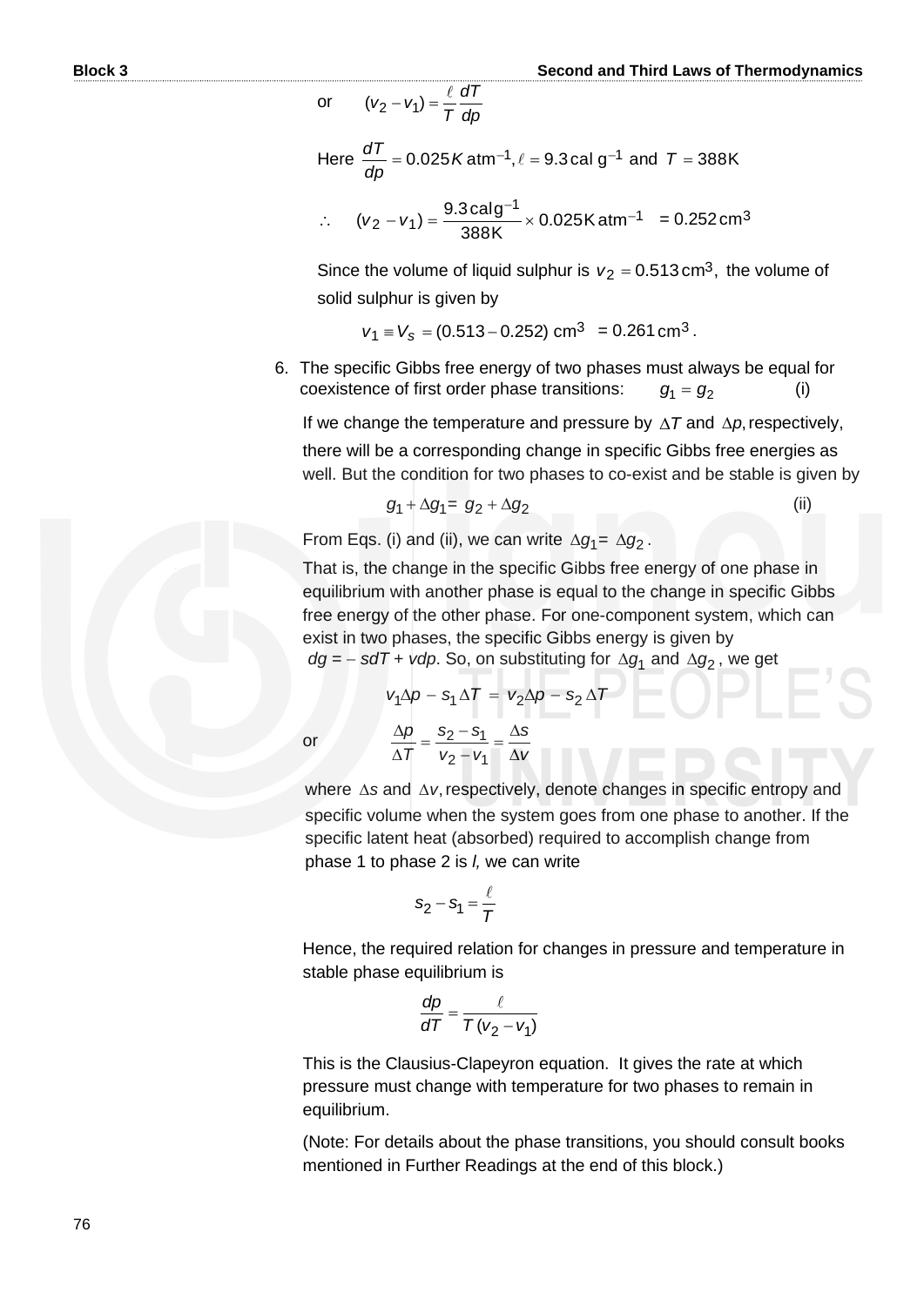or $\quad (v_2 - v_1) = \dfrac{\ell}{T}\dfrac{dT}{dp}$

Here $\dfrac{dT}{dp} = 0.025K\,\text{atm}^{-1}, \ell = 9.3\,\text{cal g}^{-1}$ and $T = 388\text{K}$

$$\therefore \quad (v_2 - v_1) = \frac{9.3\,\text{cal}\,\text{g}^{-1}}{388\text{K}} \times 0.025\text{K atm}^{-1} = 0.252\,\text{cm}^3$$

Since the volume of liquid sulphur is $v_2 = 0.513\,\text{cm}^3$, the volume of solid sulphur is given by

$$v_1 \equiv V_s = (0.513 - 0.252)\ \text{cm}^3 = 0.261\,\text{cm}^3\,.$$

6. The specific Gibbs free energy of two phases must always be equal for coexistence of first order phase transitions: $\quad g_1 = g_2 \qquad$ (i)

   If we change the temperature and pressure by $\Delta T$ and $\Delta p$, respectively, there will be a corresponding change in specific Gibbs free energies as well. But the condition for two phases to co-exist and be stable is given by

   $$g_1 + \Delta g_1 = g_2 + \Delta g_2 \qquad \text{(ii)}$$

   From Eqs. (i) and (ii), we can write $\Delta g_1 = \Delta g_2$.

   That is, the change in the specific Gibbs free energy of one phase in equilibrium with another phase is equal to the change in specific Gibbs free energy of the other phase. For one-component system, which can exist in two phases, the specific Gibbs energy is given by $dg = -\,sdT + vdp$. So, on substituting for $\Delta g_1$ and $\Delta g_2$, we get

   $$v_1 \Delta p - s_1 \Delta T = v_2 \Delta p - s_2 \Delta T$$

   or
   $$\frac{\Delta p}{\Delta T} = \frac{s_2 - s_1}{v_2 - v_1} = \frac{\Delta s}{\Delta v}$$

   where $\Delta s$ and $\Delta v$, respectively, denote changes in specific entropy and specific volume when the system goes from one phase to another. If the specific latent heat (absorbed) required to accomplish change from phase 1 to phase 2 is *l,* we can write

   $$s_2 - s_1 = \frac{\ell}{T}$$

   Hence, the required relation for changes in pressure and temperature in stable phase equilibrium is

   $$\frac{dp}{dT} = \frac{\ell}{T\,(v_2 - v_1)}$$

   This is the Clausius-Clapeyron equation. It gives the rate at which pressure must change with temperature for two phases to remain in equilibrium.

   (Note: For details about the phase transitions, you should consult books mentioned in Further Readings at the end of this block.)